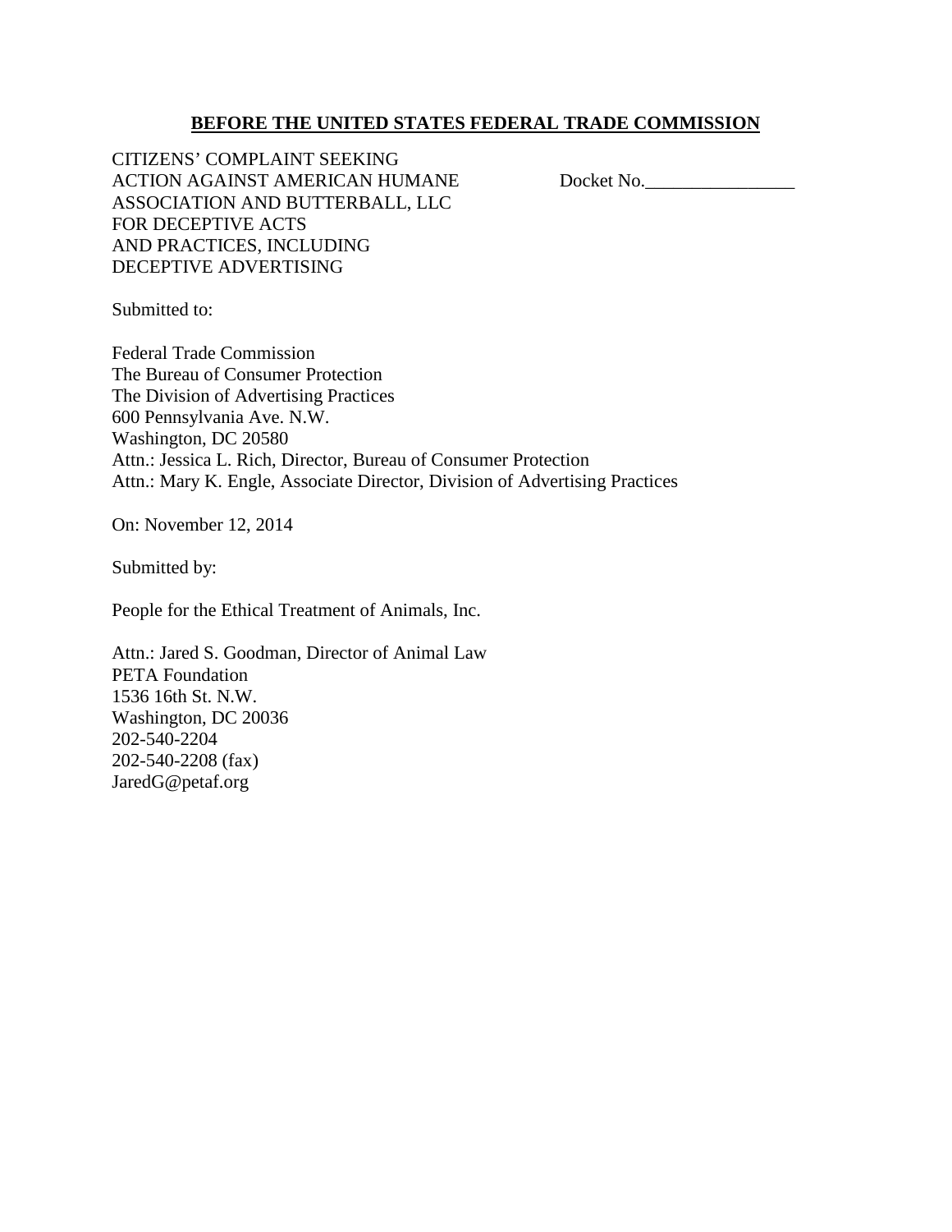**BEFORE THE UNITED STATES FEDERAL TRADE COMMISSION**

CITIZENS' COMPLAINT SEEKING
ACTION AGAINST AMERICAN HUMANE
ASSOCIATION AND BUTTERBALL, LLC
FOR DECEPTIVE ACTS
AND PRACTICES, INCLUDING
DECEPTIVE ADVERTISING

Docket No.________________

Submitted to:

Federal Trade Commission
The Bureau of Consumer Protection
The Division of Advertising Practices
600 Pennsylvania Ave. N.W.
Washington, DC 20580
Attn.: Jessica L. Rich, Director, Bureau of Consumer Protection
Attn.: Mary K. Engle, Associate Director, Division of Advertising Practices

On: November 12, 2014

Submitted by:

People for the Ethical Treatment of Animals, Inc.

Attn.: Jared S. Goodman, Director of Animal Law
PETA Foundation
1536 16th St. N.W.
Washington, DC 20036
202-540-2204
202-540-2208 (fax)
JaredG@petaf.org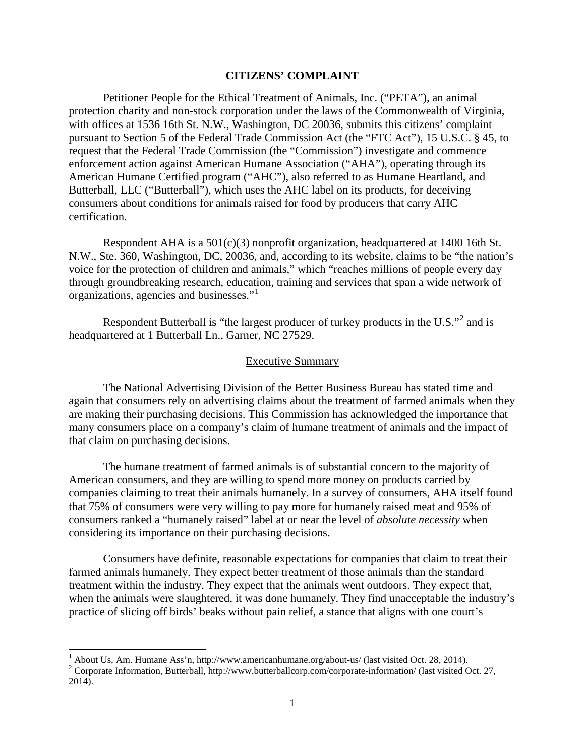**CITIZENS' COMPLAINT**

Petitioner People for the Ethical Treatment of Animals, Inc. ("PETA"), an animal protection charity and non-stock corporation under the laws of the Commonwealth of Virginia, with offices at 1536 16th St. N.W., Washington, DC 20036, submits this citizens' complaint pursuant to Section 5 of the Federal Trade Commission Act (the "FTC Act"), 15 U.S.C. § 45, to request that the Federal Trade Commission (the "Commission") investigate and commence enforcement action against American Humane Association ("AHA"), operating through its American Humane Certified program ("AHC"), also referred to as Humane Heartland, and Butterball, LLC ("Butterball"), which uses the AHC label on its products, for deceiving consumers about conditions for animals raised for food by producers that carry AHC certification.

Respondent AHA is a 501(c)(3) nonprofit organization, headquartered at 1400 16th St. N.W., Ste. 360, Washington, DC, 20036, and, according to its website, claims to be "the nation's voice for the protection of children and animals," which "reaches millions of people every day through groundbreaking research, education, training and services that span a wide network of organizations, agencies and businesses."[1]

Respondent Butterball is "the largest producer of turkey products in the U.S."[2] and is headquartered at 1 Butterball Ln., Garner, NC 27529.

Executive Summary

The National Advertising Division of the Better Business Bureau has stated time and again that consumers rely on advertising claims about the treatment of farmed animals when they are making their purchasing decisions. This Commission has acknowledged the importance that many consumers place on a company's claim of humane treatment of animals and the impact of that claim on purchasing decisions.

The humane treatment of farmed animals is of substantial concern to the majority of American consumers, and they are willing to spend more money on products carried by companies claiming to treat their animals humanely. In a survey of consumers, AHA itself found that 75% of consumers were very willing to pay more for humanely raised meat and 95% of consumers ranked a "humanely raised" label at or near the level of *absolute necessity* when considering its importance on their purchasing decisions.

Consumers have definite, reasonable expectations for companies that claim to treat their farmed animals humanely. They expect better treatment of those animals than the standard treatment within the industry. They expect that the animals went outdoors. They expect that, when the animals were slaughtered, it was done humanely. They find unacceptable the industry's practice of slicing off birds' beaks without pain relief, a stance that aligns with one court's

[1] About Us, Am. Humane Ass'n, http://www.americanhumane.org/about-us/ (last visited Oct. 28, 2014).

[2] Corporate Information, Butterball, http://www.butterballcorp.com/corporate-information/ (last visited Oct. 27, 2014).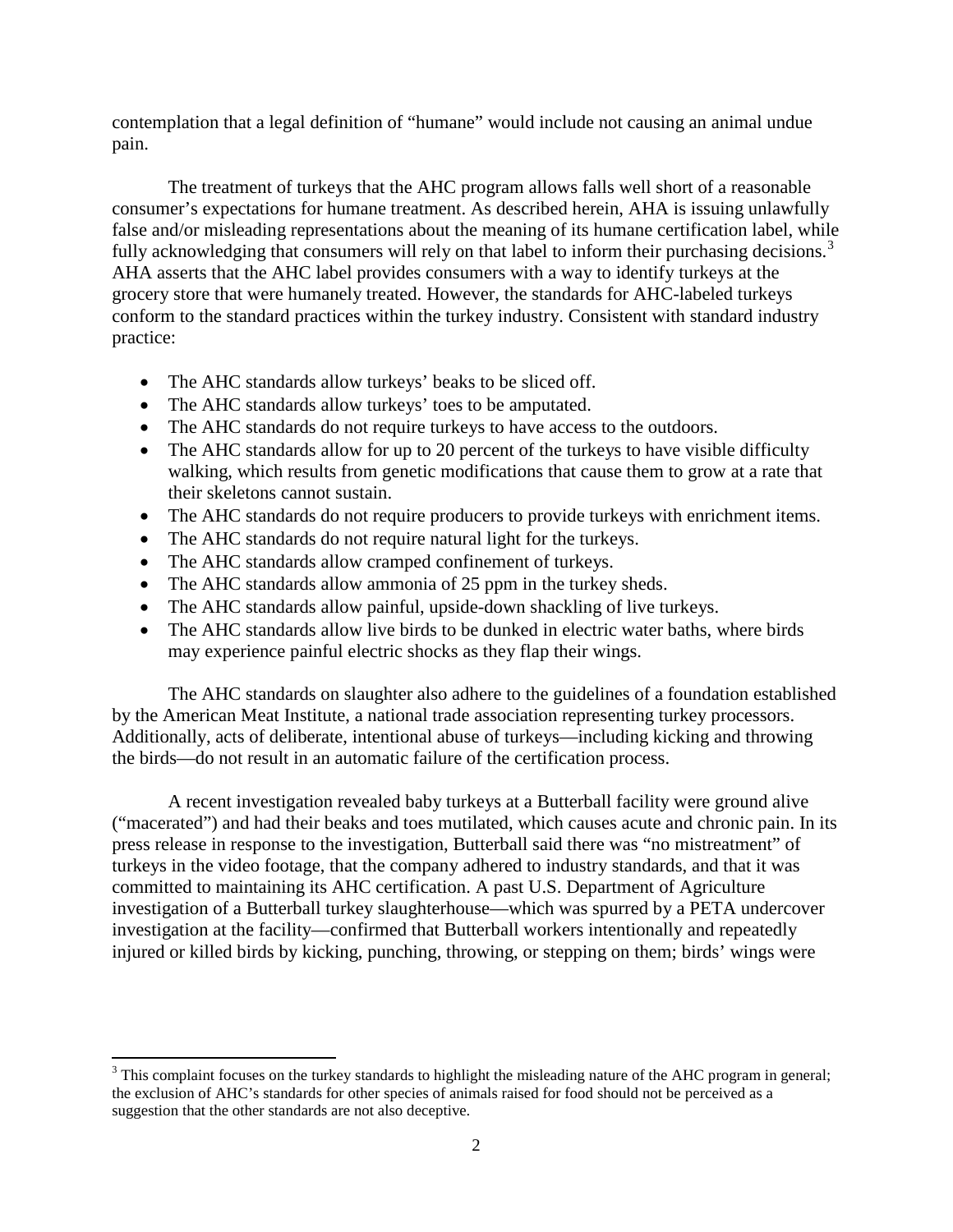contemplation that a legal definition of "humane" would include not causing an animal undue pain.

The treatment of turkeys that the AHC program allows falls well short of a reasonable consumer's expectations for humane treatment. As described herein, AHA is issuing unlawfully false and/or misleading representations about the meaning of its humane certification label, while fully acknowledging that consumers will rely on that label to inform their purchasing decisions.[3] AHA asserts that the AHC label provides consumers with a way to identify turkeys at the grocery store that were humanely treated. However, the standards for AHC-labeled turkeys conform to the standard practices within the turkey industry. Consistent with standard industry practice:

- The AHC standards allow turkeys' beaks to be sliced off.
- The AHC standards allow turkeys' toes to be amputated.
- The AHC standards do not require turkeys to have access to the outdoors.
- The AHC standards allow for up to 20 percent of the turkeys to have visible difficulty walking, which results from genetic modifications that cause them to grow at a rate that their skeletons cannot sustain.
- The AHC standards do not require producers to provide turkeys with enrichment items.
- The AHC standards do not require natural light for the turkeys.
- The AHC standards allow cramped confinement of turkeys.
- The AHC standards allow ammonia of 25 ppm in the turkey sheds.
- The AHC standards allow painful, upside-down shackling of live turkeys.
- The AHC standards allow live birds to be dunked in electric water baths, where birds may experience painful electric shocks as they flap their wings.

The AHC standards on slaughter also adhere to the guidelines of a foundation established by the American Meat Institute, a national trade association representing turkey processors. Additionally, acts of deliberate, intentional abuse of turkeys—including kicking and throwing the birds—do not result in an automatic failure of the certification process.

A recent investigation revealed baby turkeys at a Butterball facility were ground alive ("macerated") and had their beaks and toes mutilated, which causes acute and chronic pain. In its press release in response to the investigation, Butterball said there was "no mistreatment" of turkeys in the video footage, that the company adhered to industry standards, and that it was committed to maintaining its AHC certification. A past U.S. Department of Agriculture investigation of a Butterball turkey slaughterhouse—which was spurred by a PETA undercover investigation at the facility—confirmed that Butterball workers intentionally and repeatedly injured or killed birds by kicking, punching, throwing, or stepping on them; birds' wings were

[3] This complaint focuses on the turkey standards to highlight the misleading nature of the AHC program in general; the exclusion of AHC's standards for other species of animals raised for food should not be perceived as a suggestion that the other standards are not also deceptive.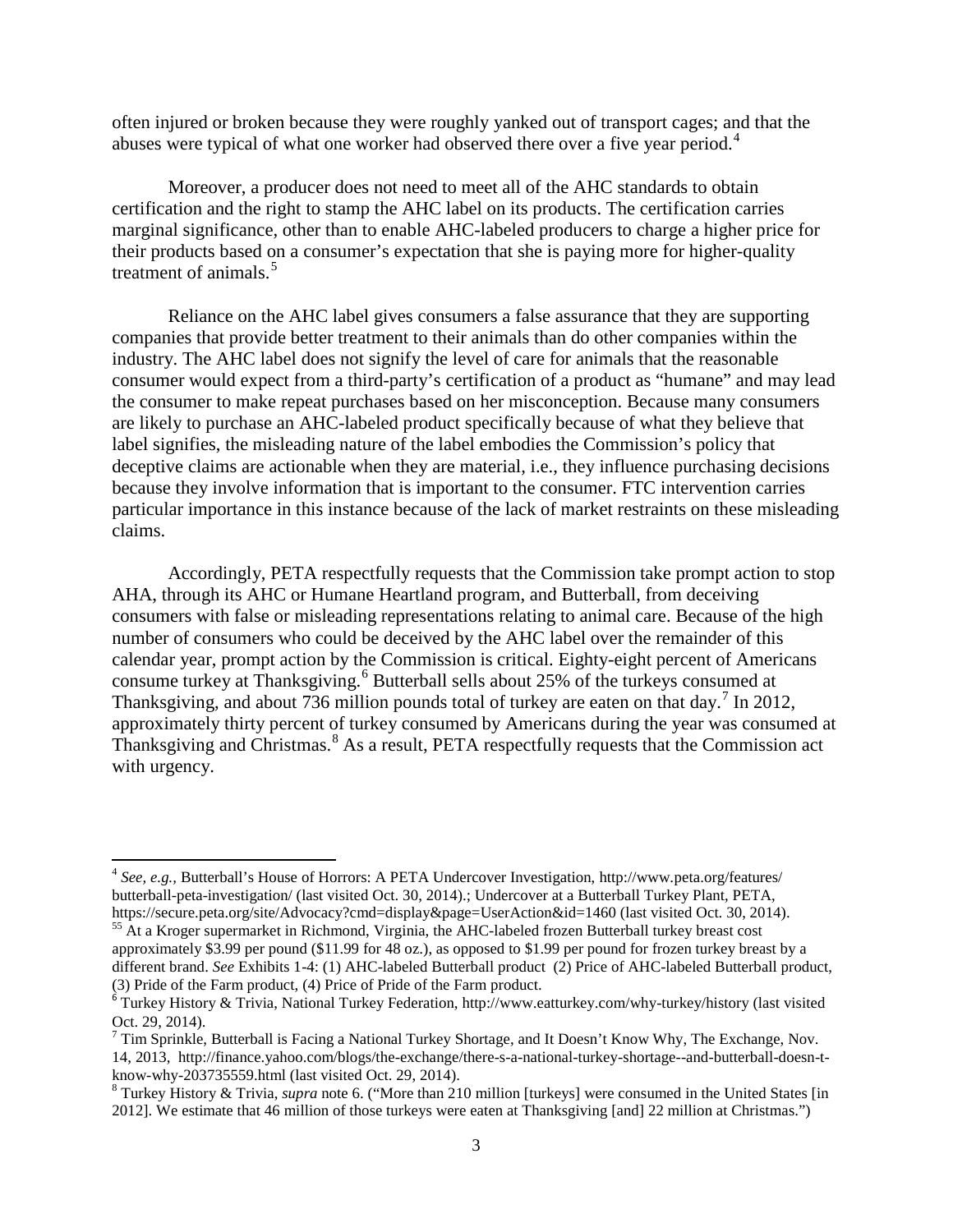often injured or broken because they were roughly yanked out of transport cages; and that the abuses were typical of what one worker had observed there over a five year period.[4]

Moreover, a producer does not need to meet all of the AHC standards to obtain certification and the right to stamp the AHC label on its products. The certification carries marginal significance, other than to enable AHC-labeled producers to charge a higher price for their products based on a consumer's expectation that she is paying more for higher-quality treatment of animals.[5]

Reliance on the AHC label gives consumers a false assurance that they are supporting companies that provide better treatment to their animals than do other companies within the industry. The AHC label does not signify the level of care for animals that the reasonable consumer would expect from a third-party's certification of a product as "humane" and may lead the consumer to make repeat purchases based on her misconception. Because many consumers are likely to purchase an AHC-labeled product specifically because of what they believe that label signifies, the misleading nature of the label embodies the Commission's policy that deceptive claims are actionable when they are material, i.e., they influence purchasing decisions because they involve information that is important to the consumer. FTC intervention carries particular importance in this instance because of the lack of market restraints on these misleading claims.

Accordingly, PETA respectfully requests that the Commission take prompt action to stop AHA, through its AHC or Humane Heartland program, and Butterball, from deceiving consumers with false or misleading representations relating to animal care. Because of the high number of consumers who could be deceived by the AHC label over the remainder of this calendar year, prompt action by the Commission is critical. Eighty-eight percent of Americans consume turkey at Thanksgiving.[6] Butterball sells about 25% of the turkeys consumed at Thanksgiving, and about 736 million pounds total of turkey are eaten on that day.[7] In 2012, approximately thirty percent of turkey consumed by Americans during the year was consumed at Thanksgiving and Christmas.[8] As a result, PETA respectfully requests that the Commission act with urgency.

---

[4] *See, e.g.,* Butterball's House of Horrors: A PETA Undercover Investigation, http://www.peta.org/features/ butterball-peta-investigation/ (last visited Oct. 30, 2014).; Undercover at a Butterball Turkey Plant, PETA, https://secure.peta.org/site/Advocacy?cmd=display&page=UserAction&id=1460 (last visited Oct. 30, 2014).

[55] At a Kroger supermarket in Richmond, Virginia, the AHC-labeled frozen Butterball turkey breast cost approximately $3.99 per pound ($11.99 for 48 oz.), as opposed to $1.99 per pound for frozen turkey breast by a different brand. *See* Exhibits 1-4: (1) AHC-labeled Butterball product (2) Price of AHC-labeled Butterball product, (3) Pride of the Farm product, (4) Price of Pride of the Farm product.

[6] Turkey History & Trivia, National Turkey Federation, http://www.eatturkey.com/why-turkey/history (last visited Oct. 29, 2014).

[7] Tim Sprinkle, Butterball is Facing a National Turkey Shortage, and It Doesn't Know Why, The Exchange, Nov. 14, 2013, http://finance.yahoo.com/blogs/the-exchange/there-s-a-national-turkey-shortage--and-butterball-doesn-t-know-why-203735559.html (last visited Oct. 29, 2014).

[8] Turkey History & Trivia, *supra* note 6. ("More than 210 million [turkeys] were consumed in the United States [in 2012]. We estimate that 46 million of those turkeys were eaten at Thanksgiving [and] 22 million at Christmas.")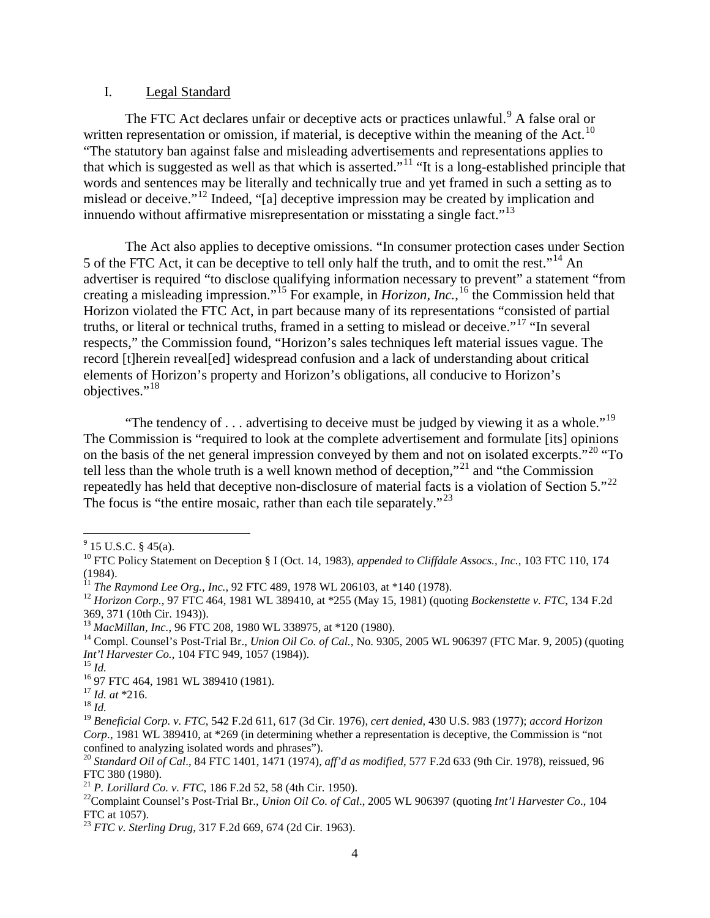## I. Legal Standard

The FTC Act declares unfair or deceptive acts or practices unlawful.[9] A false oral or written representation or omission, if material, is deceptive within the meaning of the Act.[10] "The statutory ban against false and misleading advertisements and representations applies to that which is suggested as well as that which is asserted."[11] "It is a long-established principle that words and sentences may be literally and technically true and yet framed in such a setting as to mislead or deceive."[12] Indeed, "[a] deceptive impression may be created by implication and innuendo without affirmative misrepresentation or misstating a single fact."[13]

The Act also applies to deceptive omissions. "In consumer protection cases under Section 5 of the FTC Act, it can be deceptive to tell only half the truth, and to omit the rest."[14] An advertiser is required "to disclose qualifying information necessary to prevent" a statement "from creating a misleading impression."[15] For example, in *Horizon, Inc.*,[16] the Commission held that Horizon violated the FTC Act, in part because many of its representations "consisted of partial truths, or literal or technical truths, framed in a setting to mislead or deceive."[17] "In several respects," the Commission found, "Horizon's sales techniques left material issues vague. The record [t]herein reveal[ed] widespread confusion and a lack of understanding about critical elements of Horizon's property and Horizon's obligations, all conducive to Horizon's objectives."[18]

"The tendency of . . . advertising to deceive must be judged by viewing it as a whole."[19] The Commission is "required to look at the complete advertisement and formulate [its] opinions on the basis of the net general impression conveyed by them and not on isolated excerpts."[20] "To tell less than the whole truth is a well known method of deception,"[21] and "the Commission repeatedly has held that deceptive non-disclosure of material facts is a violation of Section 5."[22] The focus is "the entire mosaic, rather than each tile separately."[23]

---

[9] 15 U.S.C. § 45(a).

[10] FTC Policy Statement on Deception § I (Oct. 14, 1983), *appended to Cliffdale Assocs., Inc.*, 103 FTC 110, 174 (1984).

[11] *The Raymond Lee Org., Inc.*, 92 FTC 489, 1978 WL 206103, at *140 (1978).

[12] *Horizon Corp.*, 97 FTC 464, 1981 WL 389410, at *255 (May 15, 1981) (quoting *Bockenstette v. FTC*, 134 F.2d 369, 371 (10th Cir. 1943)).

[13] *MacMillan, Inc.*, 96 FTC 208, 1980 WL 338975, at *120 (1980).

[14] Compl. Counsel's Post-Trial Br., *Union Oil Co. of Cal.*, No. 9305, 2005 WL 906397 (FTC Mar. 9, 2005) (quoting *Int'l Harvester Co.*, 104 FTC 949, 1057 (1984)).

[15] *Id.*

[16] 97 FTC 464, 1981 WL 389410 (1981).

[17] *Id. at* *216.

[18] *Id.*

[19] *Beneficial Corp. v. FTC*, 542 F.2d 611, 617 (3d Cir. 1976), *cert denied*, 430 U.S. 983 (1977); *accord Horizon Corp*., 1981 WL 389410, at *269 (in determining whether a representation is deceptive, the Commission is "not confined to analyzing isolated words and phrases").

[20] *Standard Oil of Cal*., 84 FTC 1401, 1471 (1974), *aff'd as modified*, 577 F.2d 633 (9th Cir. 1978), reissued, 96 FTC 380 (1980).

[21] *P. Lorillard Co. v. FTC*, 186 F.2d 52, 58 (4th Cir. 1950).

[22] Complaint Counsel's Post-Trial Br., *Union Oil Co. of Cal*., 2005 WL 906397 (quoting *Int'l Harvester Co*., 104 FTC at 1057).

[23] *FTC v. Sterling Drug*, 317 F.2d 669, 674 (2d Cir. 1963).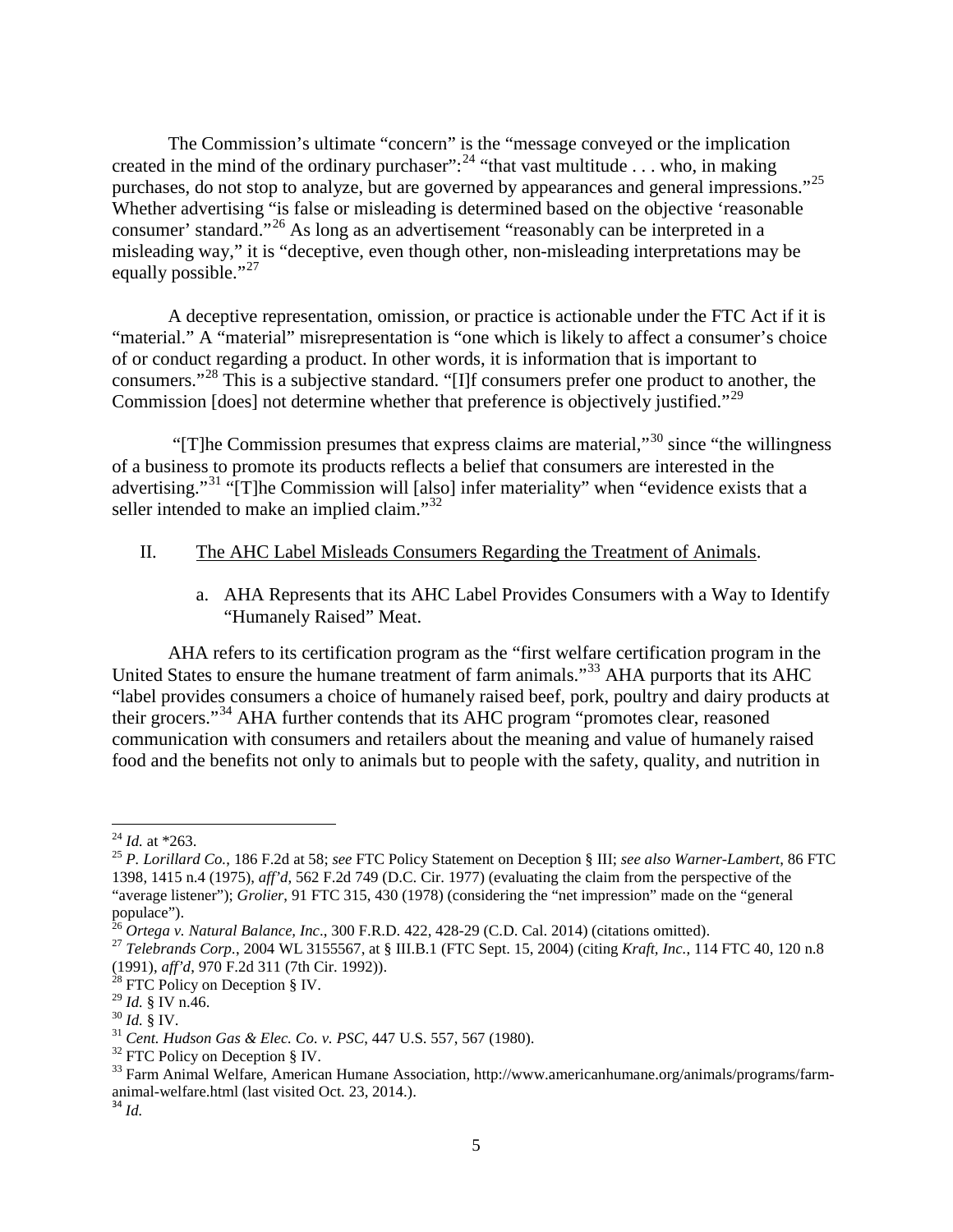The Commission's ultimate "concern" is the "message conveyed or the implication created in the mind of the ordinary purchaser":[24] "that vast multitude . . . who, in making purchases, do not stop to analyze, but are governed by appearances and general impressions."[25] Whether advertising "is false or misleading is determined based on the objective 'reasonable consumer' standard."[26] As long as an advertisement "reasonably can be interpreted in a misleading way," it is "deceptive, even though other, non-misleading interpretations may be equally possible."[27]

A deceptive representation, omission, or practice is actionable under the FTC Act if it is "material." A "material" misrepresentation is "one which is likely to affect a consumer's choice of or conduct regarding a product. In other words, it is information that is important to consumers."[28] This is a subjective standard. "[I]f consumers prefer one product to another, the Commission [does] not determine whether that preference is objectively justified."[29]

"[T]he Commission presumes that express claims are material,"[30] since "the willingness of a business to promote its products reflects a belief that consumers are interested in the advertising."[31] "[T]he Commission will [also] infer materiality" when "evidence exists that a seller intended to make an implied claim."[32]

## II. The AHC Label Misleads Consumers Regarding the Treatment of Animals.

### a. AHA Represents that its AHC Label Provides Consumers with a Way to Identify "Humanely Raised" Meat.

AHA refers to its certification program as the "first welfare certification program in the United States to ensure the humane treatment of farm animals."[33] AHA purports that its AHC "label provides consumers a choice of humanely raised beef, pork, poultry and dairy products at their grocers."[34] AHA further contends that its AHC program "promotes clear, reasoned communication with consumers and retailers about the meaning and value of humanely raised food and the benefits not only to animals but to people with the safety, quality, and nutrition in

---

[24] *Id.* at *263.

[25] *P. Lorillard Co.*, 186 F.2d at 58; *see* FTC Policy Statement on Deception § III; *see also Warner-Lambert*, 86 FTC 1398, 1415 n.4 (1975), *aff'd*, 562 F.2d 749 (D.C. Cir. 1977) (evaluating the claim from the perspective of the "average listener"); *Grolier*, 91 FTC 315, 430 (1978) (considering the "net impression" made on the "general populace").

[26] *Ortega v. Natural Balance, Inc*., 300 F.R.D. 422, 428-29 (C.D. Cal. 2014) (citations omitted).

[27] *Telebrands Corp.*, 2004 WL 3155567, at § III.B.1 (FTC Sept. 15, 2004) (citing *Kraft, Inc.*, 114 FTC 40, 120 n.8 (1991), *aff'd*, 970 F.2d 311 (7th Cir. 1992)).

[28] FTC Policy on Deception § IV.

[29] *Id.* § IV n.46.

[30] *Id.* § IV.

[31] *Cent. Hudson Gas & Elec. Co. v. PSC*, 447 U.S. 557, 567 (1980).

[32] FTC Policy on Deception § IV.

[33] Farm Animal Welfare, American Humane Association, http://www.americanhumane.org/animals/programs/farm-animal-welfare.html (last visited Oct. 23, 2014.).

[34] *Id.*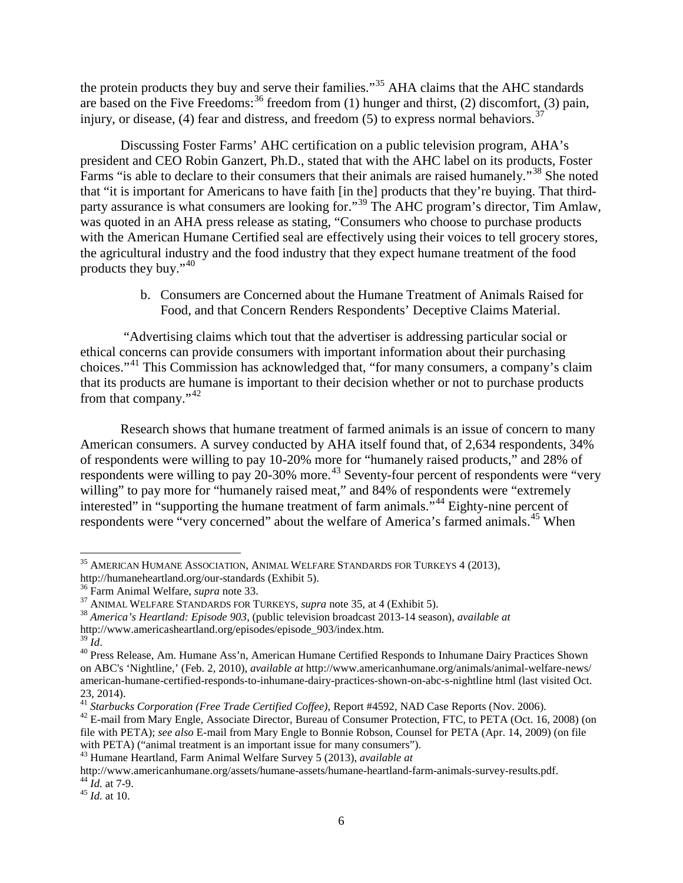the protein products they buy and serve their families."[35] AHA claims that the AHC standards are based on the Five Freedoms:[36] freedom from (1) hunger and thirst, (2) discomfort, (3) pain, injury, or disease, (4) fear and distress, and freedom (5) to express normal behaviors.[37]

Discussing Foster Farms' AHC certification on a public television program, AHA's president and CEO Robin Ganzert, Ph.D., stated that with the AHC label on its products, Foster Farms "is able to declare to their consumers that their animals are raised humanely."[38] She noted that "it is important for Americans to have faith [in the] products that they're buying. That third-party assurance is what consumers are looking for."[39] The AHC program's director, Tim Amlaw, was quoted in an AHA press release as stating, "Consumers who choose to purchase products with the American Humane Certified seal are effectively using their voices to tell grocery stores, the agricultural industry and the food industry that they expect humane treatment of the food products they buy."[40]

b. Consumers are Concerned about the Humane Treatment of Animals Raised for Food, and that Concern Renders Respondents' Deceptive Claims Material.

"Advertising claims which tout that the advertiser is addressing particular social or ethical concerns can provide consumers with important information about their purchasing choices."[41] This Commission has acknowledged that, "for many consumers, a company's claim that its products are humane is important to their decision whether or not to purchase products from that company."[42]

Research shows that humane treatment of farmed animals is an issue of concern to many American consumers. A survey conducted by AHA itself found that, of 2,634 respondents, 34% of respondents were willing to pay 10-20% more for "humanely raised products," and 28% of respondents were willing to pay 20-30% more.[43] Seventy-four percent of respondents were "very willing" to pay more for "humanely raised meat," and 84% of respondents were "extremely interested" in "supporting the humane treatment of farm animals."[44] Eighty-nine percent of respondents were "very concerned" about the welfare of America's farmed animals.[45] When

---

[35] American Humane Association, Animal Welfare Standards for Turkeys 4 (2013), http://humaneheartland.org/our-standards (Exhibit 5).

[36] Farm Animal Welfare, *supra* note 33.

[37] Animal Welfare Standards for Turkeys, *supra* note 35, at 4 (Exhibit 5).

[38] *America's Heartland: Episode 903*, (public television broadcast 2013-14 season), *available at* http://www.americasheartland.org/episodes/episode_903/index.htm.

[39] *Id*.

[40] Press Release, Am. Humane Ass'n, American Humane Certified Responds to Inhumane Dairy Practices Shown on ABC's 'Nightline,' (Feb. 2, 2010), *available at* http://www.americanhumane.org/animals/animal-welfare-news/american-humane-certified-responds-to-inhumane-dairy-practices-shown-on-abc-s-nightline html (last visited Oct. 23, 2014).

[41] *Starbucks Corporation (Free Trade Certified Coffee)*, Report #4592, NAD Case Reports (Nov. 2006).

[42] E-mail from Mary Engle, Associate Director, Bureau of Consumer Protection, FTC, to PETA (Oct. 16, 2008) (on file with PETA); *see also* E-mail from Mary Engle to Bonnie Robson, Counsel for PETA (Apr. 14, 2009) (on file with PETA) ("animal treatment is an important issue for many consumers").

[43] Humane Heartland, Farm Animal Welfare Survey 5 (2013), *available at* http://www.americanhumane.org/assets/humane-assets/humane-heartland-farm-animals-survey-results.pdf.

[44] *Id.* at 7-9.

[45] *Id.* at 10.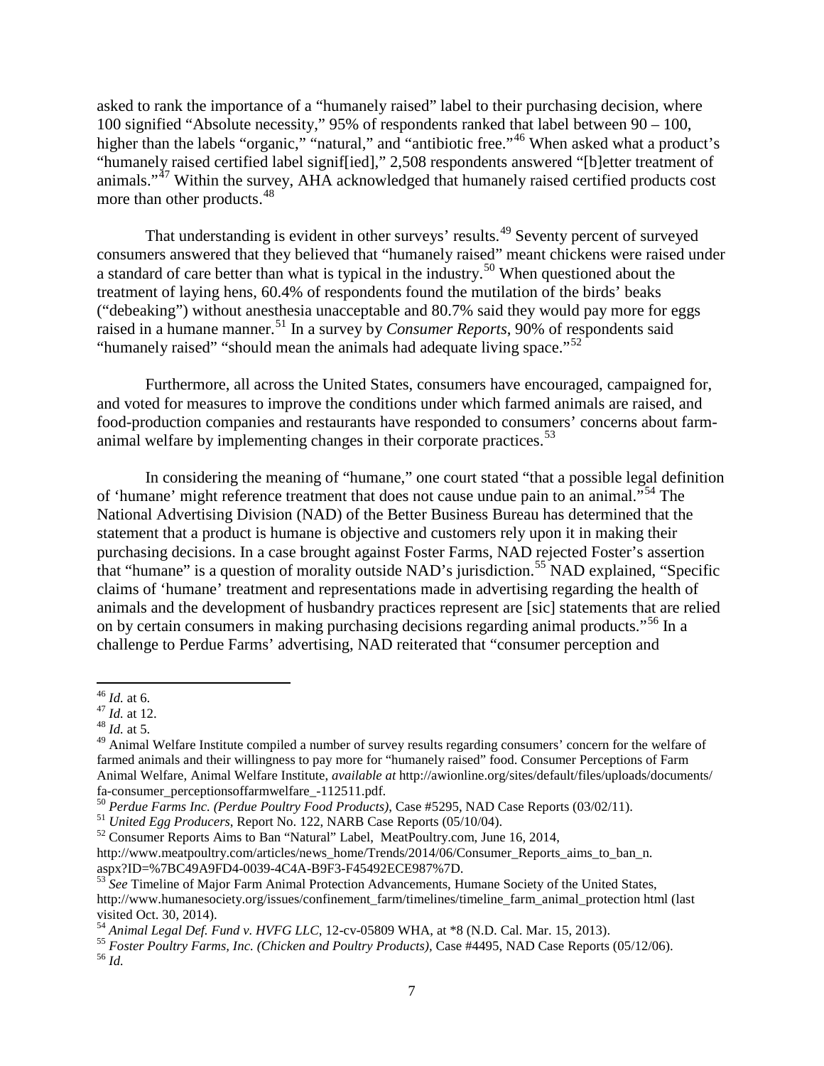asked to rank the importance of a "humanely raised" label to their purchasing decision, where 100 signified "Absolute necessity," 95% of respondents ranked that label between 90 – 100, higher than the labels "organic," "natural," and "antibiotic free."[46] When asked what a product's "humanely raised certified label signif[ied]," 2,508 respondents answered "[b]etter treatment of animals."[47] Within the survey, AHA acknowledged that humanely raised certified products cost more than other products.[48]

That understanding is evident in other surveys' results.[49] Seventy percent of surveyed consumers answered that they believed that "humanely raised" meant chickens were raised under a standard of care better than what is typical in the industry.[50] When questioned about the treatment of laying hens, 60.4% of respondents found the mutilation of the birds' beaks ("debeaking") without anesthesia unacceptable and 80.7% said they would pay more for eggs raised in a humane manner.[51] In a survey by *Consumer Reports*, 90% of respondents said "humanely raised" "should mean the animals had adequate living space."[52]

Furthermore, all across the United States, consumers have encouraged, campaigned for, and voted for measures to improve the conditions under which farmed animals are raised, and food-production companies and restaurants have responded to consumers' concerns about farm-animal welfare by implementing changes in their corporate practices.[53]

In considering the meaning of "humane," one court stated "that a possible legal definition of 'humane' might reference treatment that does not cause undue pain to an animal."[54] The National Advertising Division (NAD) of the Better Business Bureau has determined that the statement that a product is humane is objective and customers rely upon it in making their purchasing decisions. In a case brought against Foster Farms, NAD rejected Foster's assertion that "humane" is a question of morality outside NAD's jurisdiction.[55] NAD explained, "Specific claims of 'humane' treatment and representations made in advertising regarding the health of animals and the development of husbandry practices represent are [sic] statements that are relied on by certain consumers in making purchasing decisions regarding animal products."[56] In a challenge to Perdue Farms' advertising, NAD reiterated that "consumer perception and

---

[46] *Id.* at 6.

[47] *Id.* at 12.

[48] *Id.* at 5.

[49] Animal Welfare Institute compiled a number of survey results regarding consumers' concern for the welfare of farmed animals and their willingness to pay more for "humanely raised" food. Consumer Perceptions of Farm Animal Welfare, Animal Welfare Institute, *available at* http://awionline.org/sites/default/files/uploads/documents/fa-consumer_perceptionsoffarmwelfare_-112511.pdf.

[50] *Perdue Farms Inc. (Perdue Poultry Food Products)*, Case #5295, NAD Case Reports (03/02/11).

[51] *United Egg Producers*, Report No. 122, NARB Case Reports (05/10/04).

[52] Consumer Reports Aims to Ban "Natural" Label, MeatPoultry.com, June 16, 2014, http://www.meatpoultry.com/articles/news_home/Trends/2014/06/Consumer_Reports_aims_to_ban_n.aspx?ID=%7BC49A9FD4-0039-4C4A-B9F3-F45492ECE987%7D.

[53] *See* Timeline of Major Farm Animal Protection Advancements, Humane Society of the United States, http://www.humanesociety.org/issues/confinement_farm/timelines/timeline_farm_animal_protection html (last visited Oct. 30, 2014).

[54] *Animal Legal Def. Fund v. HVFG LLC*, 12-cv-05809 WHA, at *8 (N.D. Cal. Mar. 15, 2013).

[55] *Foster Poultry Farms, Inc. (Chicken and Poultry Products)*, Case #4495, NAD Case Reports (05/12/06).

[56] *Id.*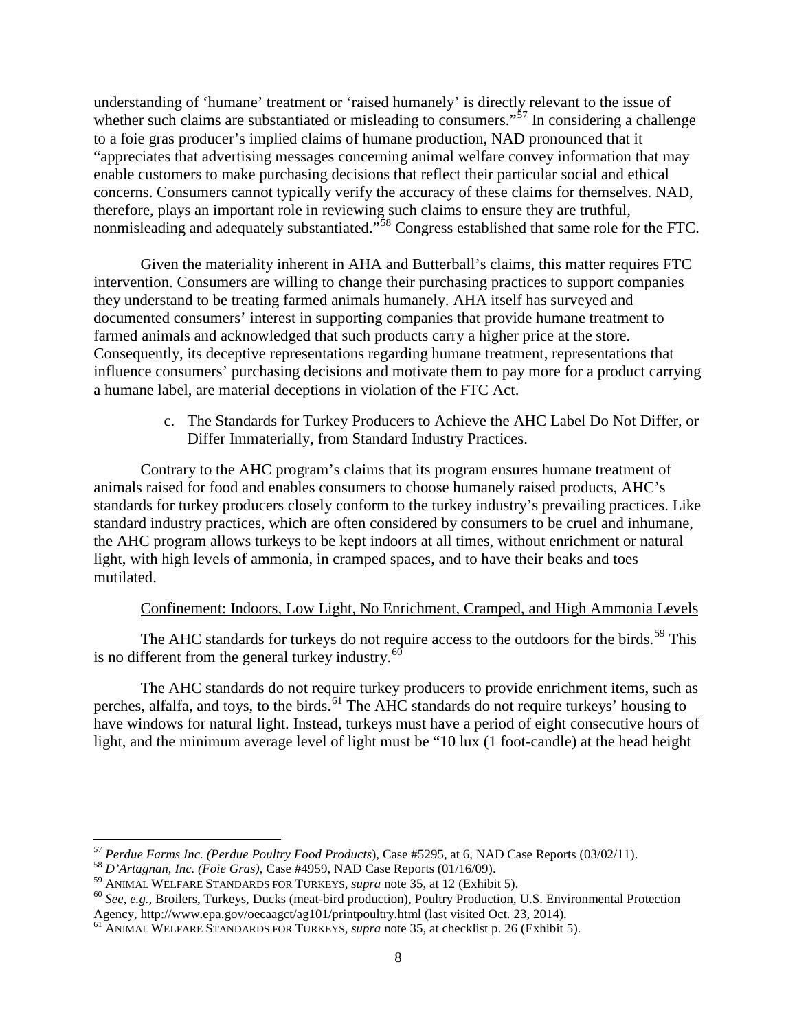understanding of 'humane' treatment or 'raised humanely' is directly relevant to the issue of whether such claims are substantiated or misleading to consumers."[57] In considering a challenge to a foie gras producer's implied claims of humane production, NAD pronounced that it "appreciates that advertising messages concerning animal welfare convey information that may enable customers to make purchasing decisions that reflect their particular social and ethical concerns. Consumers cannot typically verify the accuracy of these claims for themselves. NAD, therefore, plays an important role in reviewing such claims to ensure they are truthful, nonmisleading and adequately substantiated."[58] Congress established that same role for the FTC.

Given the materiality inherent in AHA and Butterball's claims, this matter requires FTC intervention. Consumers are willing to change their purchasing practices to support companies they understand to be treating farmed animals humanely. AHA itself has surveyed and documented consumers' interest in supporting companies that provide humane treatment to farmed animals and acknowledged that such products carry a higher price at the store. Consequently, its deceptive representations regarding humane treatment, representations that influence consumers' purchasing decisions and motivate them to pay more for a product carrying a humane label, are material deceptions in violation of the FTC Act.

c. The Standards for Turkey Producers to Achieve the AHC Label Do Not Differ, or Differ Immaterially, from Standard Industry Practices.

Contrary to the AHC program's claims that its program ensures humane treatment of animals raised for food and enables consumers to choose humanely raised products, AHC's standards for turkey producers closely conform to the turkey industry's prevailing practices. Like standard industry practices, which are often considered by consumers to be cruel and inhumane, the AHC program allows turkeys to be kept indoors at all times, without enrichment or natural light, with high levels of ammonia, in cramped spaces, and to have their beaks and toes mutilated.

<u>Confinement: Indoors, Low Light, No Enrichment, Cramped, and High Ammonia Levels</u>

The AHC standards for turkeys do not require access to the outdoors for the birds.[59] This is no different from the general turkey industry.[60]

The AHC standards do not require turkey producers to provide enrichment items, such as perches, alfalfa, and toys, to the birds.[61] The AHC standards do not require turkeys' housing to have windows for natural light. Instead, turkeys must have a period of eight consecutive hours of light, and the minimum average level of light must be "10 lux (1 foot-candle) at the head height

---

[57] *Perdue Farms Inc. (Perdue Poultry Food Products)*, Case #5295, at 6, NAD Case Reports (03/02/11).

[58] *D'Artagnan, Inc. (Foie Gras)*, Case #4959, NAD Case Reports (01/16/09).

[59] ANIMAL WELFARE STANDARDS FOR TURKEYS, *supra* note 35, at 12 (Exhibit 5).

[60] *See, e.g.,* Broilers, Turkeys, Ducks (meat-bird production), Poultry Production, U.S. Environmental Protection Agency, http://www.epa.gov/oecaagct/ag101/printpoultry.html (last visited Oct. 23, 2014).

[61] ANIMAL WELFARE STANDARDS FOR TURKEYS, *supra* note 35, at checklist p. 26 (Exhibit 5).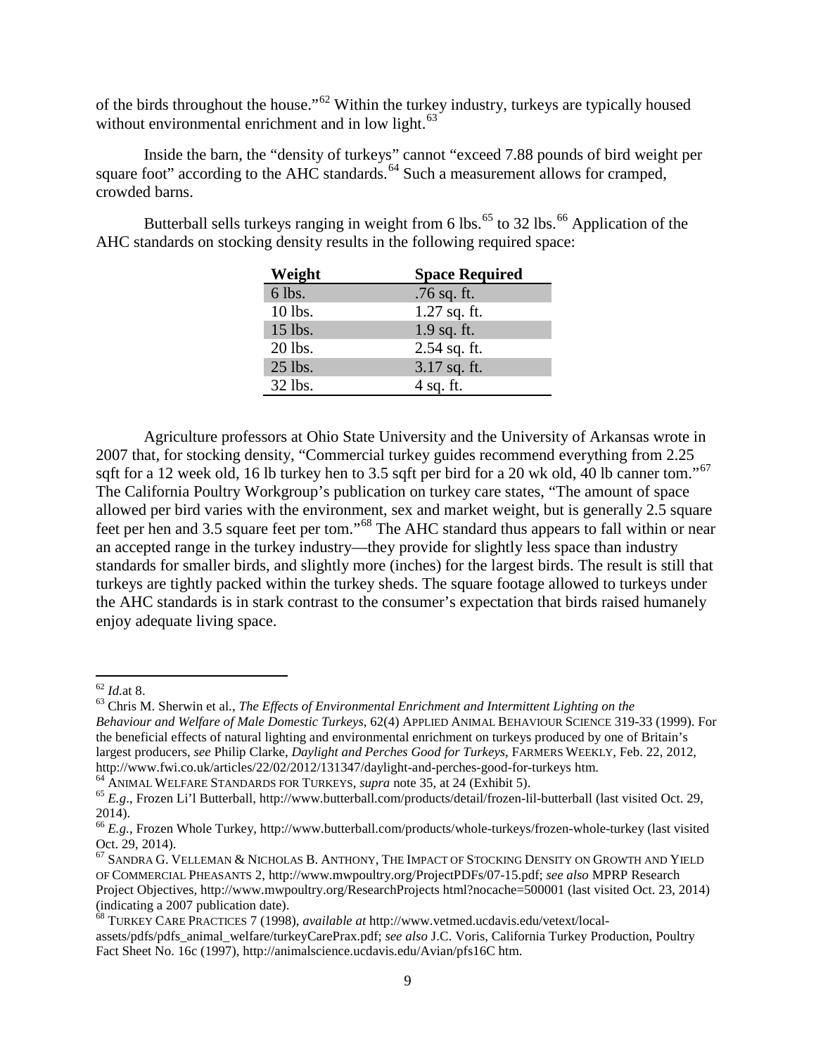of the birds throughout the house."[62] Within the turkey industry, turkeys are typically housed without environmental enrichment and in low light.[63]

Inside the barn, the "density of turkeys" cannot "exceed 7.88 pounds of bird weight per square foot" according to the AHC standards.[64] Such a measurement allows for cramped, crowded barns.

Butterball sells turkeys ranging in weight from 6 lbs.[65] to 32 lbs.[66] Application of the AHC standards on stocking density results in the following required space:

| Weight | Space Required |
|---|---|
| 6 lbs. | .76 sq. ft. |
| 10 lbs. | 1.27 sq. ft. |
| 15 lbs. | 1.9 sq. ft. |
| 20 lbs. | 2.54 sq. ft. |
| 25 lbs. | 3.17 sq. ft. |
| 32 lbs. | 4 sq. ft. |

Agriculture professors at Ohio State University and the University of Arkansas wrote in 2007 that, for stocking density, "Commercial turkey guides recommend everything from 2.25 sqft for a 12 week old, 16 lb turkey hen to 3.5 sqft per bird for a 20 wk old, 40 lb canner tom."[67] The California Poultry Workgroup's publication on turkey care states, "The amount of space allowed per bird varies with the environment, sex and market weight, but is generally 2.5 square feet per hen and 3.5 square feet per tom."[68] The AHC standard thus appears to fall within or near an accepted range in the turkey industry—they provide for slightly less space than industry standards for smaller birds, and slightly more (inches) for the largest birds. The result is still that turkeys are tightly packed within the turkey sheds. The square footage allowed to turkeys under the AHC standards is in stark contrast to the consumer's expectation that birds raised humanely enjoy adequate living space.

---

[62] *Id.*at 8.

[63] Chris M. Sherwin et al., *The Effects of Environmental Enrichment and Intermittent Lighting on the Behaviour and Welfare of Male Domestic Turkeys*, 62(4) APPLIED ANIMAL BEHAVIOUR SCIENCE 319-33 (1999). For the beneficial effects of natural lighting and environmental enrichment on turkeys produced by one of Britain's largest producers, *see* Philip Clarke, *Daylight and Perches Good for Turkeys*, FARMERS WEEKLY, Feb. 22, 2012, http://www.fwi.co.uk/articles/22/02/2012/131347/daylight-and-perches-good-for-turkeys htm.

[64] ANIMAL WELFARE STANDARDS FOR TURKEYS, *supra* note 35, at 24 (Exhibit 5).

[65] *E.g*., Frozen Li'l Butterball, http://www.butterball.com/products/detail/frozen-lil-butterball (last visited Oct. 29, 2014).

[66] *E.g.*, Frozen Whole Turkey, http://www.butterball.com/products/whole-turkeys/frozen-whole-turkey (last visited Oct. 29, 2014).

[67] SANDRA G. VELLEMAN & NICHOLAS B. ANTHONY, THE IMPACT OF STOCKING DENSITY ON GROWTH AND YIELD OF COMMERCIAL PHEASANTS 2, http://www.mwpoultry.org/ProjectPDFs/07-15.pdf; *see also* MPRP Research Project Objectives, http://www.mwpoultry.org/ResearchProjects html?nocache=500001 (last visited Oct. 23, 2014) (indicating a 2007 publication date).

[68] TURKEY CARE PRACTICES 7 (1998), *available at* http://www.vetmed.ucdavis.edu/vetext/local-assets/pdfs/pdfs_animal_welfare/turkeyCarePrax.pdf; *see also* J.C. Voris, California Turkey Production, Poultry Fact Sheet No. 16c (1997), http://animalscience.ucdavis.edu/Avian/pfs16C htm.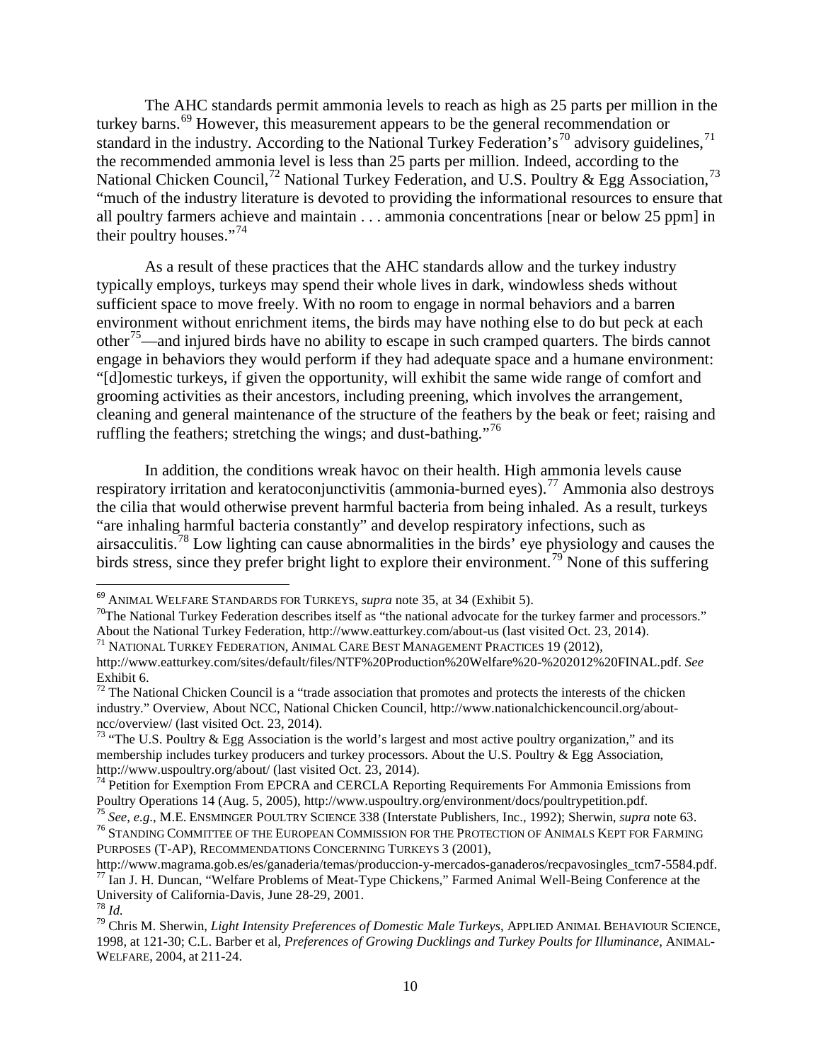The AHC standards permit ammonia levels to reach as high as 25 parts per million in the turkey barns.[69] However, this measurement appears to be the general recommendation or standard in the industry. According to the National Turkey Federation's[70] advisory guidelines,[71] the recommended ammonia level is less than 25 parts per million. Indeed, according to the National Chicken Council,[72] National Turkey Federation, and U.S. Poultry & Egg Association,[73] "much of the industry literature is devoted to providing the informational resources to ensure that all poultry farmers achieve and maintain . . . ammonia concentrations [near or below 25 ppm] in their poultry houses."[74]

As a result of these practices that the AHC standards allow and the turkey industry typically employs, turkeys may spend their whole lives in dark, windowless sheds without sufficient space to move freely. With no room to engage in normal behaviors and a barren environment without enrichment items, the birds may have nothing else to do but peck at each other[75]—and injured birds have no ability to escape in such cramped quarters. The birds cannot engage in behaviors they would perform if they had adequate space and a humane environment: "[d]omestic turkeys, if given the opportunity, will exhibit the same wide range of comfort and grooming activities as their ancestors, including preening, which involves the arrangement, cleaning and general maintenance of the structure of the feathers by the beak or feet; raising and ruffling the feathers; stretching the wings; and dust-bathing."[76]

In addition, the conditions wreak havoc on their health. High ammonia levels cause respiratory irritation and keratoconjunctivitis (ammonia-burned eyes).[77] Ammonia also destroys the cilia that would otherwise prevent harmful bacteria from being inhaled. As a result, turkeys "are inhaling harmful bacteria constantly" and develop respiratory infections, such as airsacculitis.[78] Low lighting can cause abnormalities in the birds' eye physiology and causes the birds stress, since they prefer bright light to explore their environment.[79] None of this suffering

---

[69] ANIMAL WELFARE STANDARDS FOR TURKEYS, *supra* note 35, at 34 (Exhibit 5).

[70] The National Turkey Federation describes itself as "the national advocate for the turkey farmer and processors." About the National Turkey Federation, http://www.eatturkey.com/about-us (last visited Oct. 23, 2014).

[71] NATIONAL TURKEY FEDERATION, ANIMAL CARE BEST MANAGEMENT PRACTICES 19 (2012), http://www.eatturkey.com/sites/default/files/NTF%20Production%20Welfare%20-%202012%20FINAL.pdf. *See* Exhibit 6.

[72] The National Chicken Council is a "trade association that promotes and protects the interests of the chicken industry." Overview, About NCC, National Chicken Council, http://www.nationalchickencouncil.org/about-ncc/overview/ (last visited Oct. 23, 2014).

[73] "The U.S. Poultry & Egg Association is the world's largest and most active poultry organization," and its membership includes turkey producers and turkey processors. About the U.S. Poultry & Egg Association, http://www.uspoultry.org/about/ (last visited Oct. 23, 2014).

[74] Petition for Exemption From EPCRA and CERCLA Reporting Requirements For Ammonia Emissions from Poultry Operations 14 (Aug. 5, 2005), http://www.uspoultry.org/environment/docs/poultrypetition.pdf.

[75] *See, e.g.*, M.E. ENSMINGER POULTRY SCIENCE 338 (Interstate Publishers, Inc., 1992); Sherwin, *supra* note 63.

[76] STANDING COMMITTEE OF THE EUROPEAN COMMISSION FOR THE PROTECTION OF ANIMALS KEPT FOR FARMING PURPOSES (T-AP), RECOMMENDATIONS CONCERNING TURKEYS 3 (2001), http://www.magrama.gob.es/es/ganaderia/temas/produccion-y-mercados-ganaderos/recpavosingles_tcm7-5584.pdf.

[77] Ian J. H. Duncan, "Welfare Problems of Meat-Type Chickens," Farmed Animal Well-Being Conference at the University of California-Davis, June 28-29, 2001.

[78] *Id.*

[79] Chris M. Sherwin, *Light Intensity Preferences of Domestic Male Turkeys*, APPLIED ANIMAL BEHAVIOUR SCIENCE, 1998, at 121-30; C.L. Barber et al, *Preferences of Growing Ducklings and Turkey Poults for Illuminance*, ANIMAL-WELFARE, 2004, at 211-24.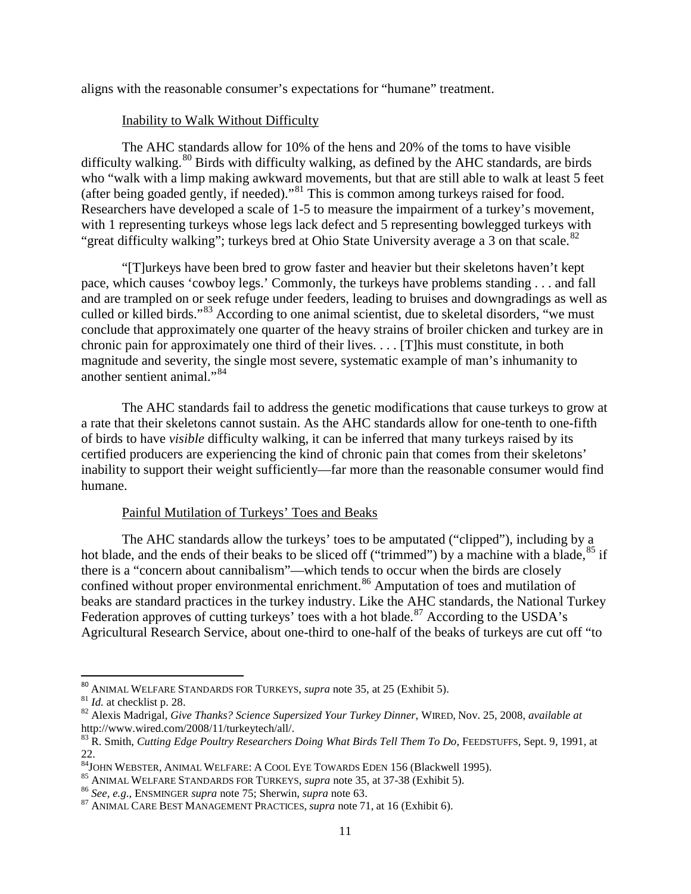aligns with the reasonable consumer's expectations for "humane" treatment.

Inability to Walk Without Difficulty

The AHC standards allow for 10% of the hens and 20% of the toms to have visible difficulty walking.[80] Birds with difficulty walking, as defined by the AHC standards, are birds who "walk with a limp making awkward movements, but that are still able to walk at least 5 feet (after being goaded gently, if needed)."[81] This is common among turkeys raised for food. Researchers have developed a scale of 1-5 to measure the impairment of a turkey's movement, with 1 representing turkeys whose legs lack defect and 5 representing bowlegged turkeys with "great difficulty walking"; turkeys bred at Ohio State University average a 3 on that scale.[82]

"[T]urkeys have been bred to grow faster and heavier but their skeletons haven't kept pace, which causes 'cowboy legs.' Commonly, the turkeys have problems standing . . . and fall and are trampled on or seek refuge under feeders, leading to bruises and downgradings as well as culled or killed birds."[83] According to one animal scientist, due to skeletal disorders, "we must conclude that approximately one quarter of the heavy strains of broiler chicken and turkey are in chronic pain for approximately one third of their lives. . . . [T]his must constitute, in both magnitude and severity, the single most severe, systematic example of man's inhumanity to another sentient animal."[84]

The AHC standards fail to address the genetic modifications that cause turkeys to grow at a rate that their skeletons cannot sustain. As the AHC standards allow for one-tenth to one-fifth of birds to have *visible* difficulty walking, it can be inferred that many turkeys raised by its certified producers are experiencing the kind of chronic pain that comes from their skeletons' inability to support their weight sufficiently—far more than the reasonable consumer would find humane.

Painful Mutilation of Turkeys' Toes and Beaks

The AHC standards allow the turkeys' toes to be amputated ("clipped"), including by a hot blade, and the ends of their beaks to be sliced off ("trimmed") by a machine with a blade,[85] if there is a "concern about cannibalism"—which tends to occur when the birds are closely confined without proper environmental enrichment.[86] Amputation of toes and mutilation of beaks are standard practices in the turkey industry. Like the AHC standards, the National Turkey Federation approves of cutting turkeys' toes with a hot blade.[87] According to the USDA's Agricultural Research Service, about one-third to one-half of the beaks of turkeys are cut off "to

---

[80] ANIMAL WELFARE STANDARDS FOR TURKEYS, *supra* note 35, at 25 (Exhibit 5).

[81] *Id.* at checklist p. 28.

[82] Alexis Madrigal, *Give Thanks? Science Supersized Your Turkey Dinner*, WIRED, Nov. 25, 2008, *available at* http://www.wired.com/2008/11/turkeytech/all/.

[83] R. Smith, *Cutting Edge Poultry Researchers Doing What Birds Tell Them To Do*, FEEDSTUFFS, Sept. 9, 1991, at 22.

[84] JOHN WEBSTER, ANIMAL WELFARE: A COOL EYE TOWARDS EDEN 156 (Blackwell 1995).

[85] ANIMAL WELFARE STANDARDS FOR TURKEYS, *supra* note 35, at 37-38 (Exhibit 5).

[86] *See, e.g.*, ENSMINGER *supra* note 75; Sherwin, *supra* note 63.

[87] ANIMAL CARE BEST MANAGEMENT PRACTICES, *supra* note 71, at 16 (Exhibit 6).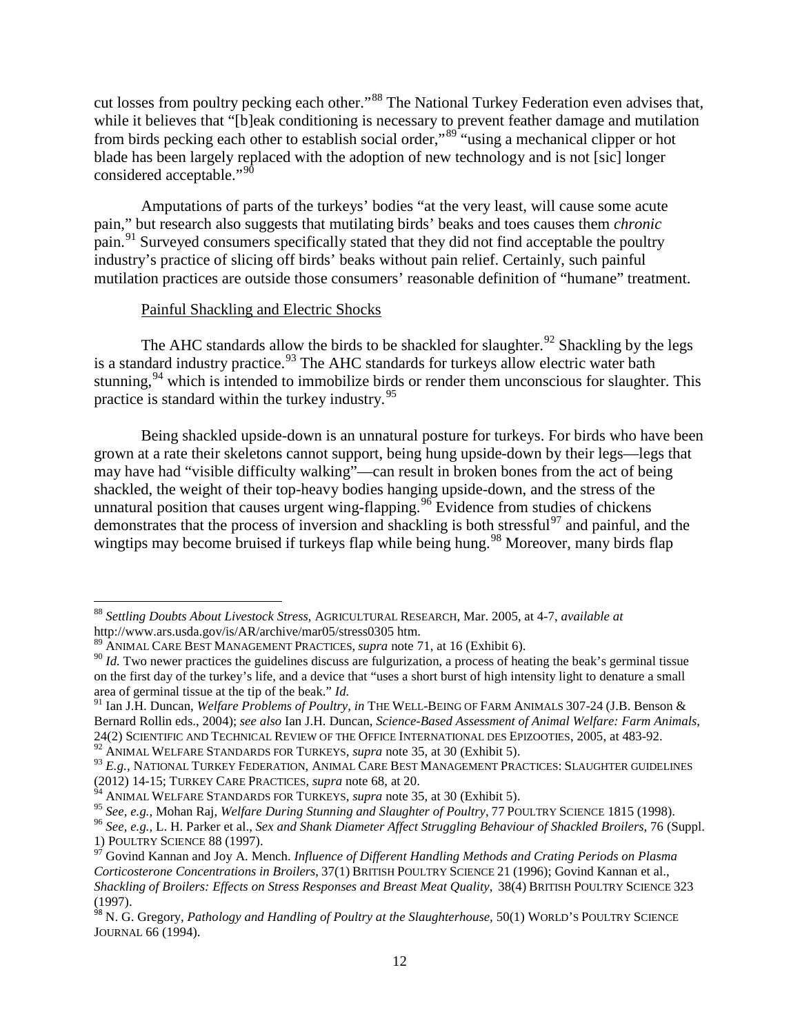cut losses from poultry pecking each other."[88] The National Turkey Federation even advises that, while it believes that "[b]eak conditioning is necessary to prevent feather damage and mutilation from birds pecking each other to establish social order,"[89] "using a mechanical clipper or hot blade has been largely replaced with the adoption of new technology and is not [sic] longer considered acceptable."[90]

Amputations of parts of the turkeys' bodies "at the very least, will cause some acute pain," but research also suggests that mutilating birds' beaks and toes causes them *chronic* pain.[91] Surveyed consumers specifically stated that they did not find acceptable the poultry industry's practice of slicing off birds' beaks without pain relief. Certainly, such painful mutilation practices are outside those consumers' reasonable definition of "humane" treatment.

Painful Shackling and Electric Shocks

The AHC standards allow the birds to be shackled for slaughter.[92] Shackling by the legs is a standard industry practice.[93] The AHC standards for turkeys allow electric water bath stunning,[94] which is intended to immobilize birds or render them unconscious for slaughter. This practice is standard within the turkey industry.[95]

Being shackled upside-down is an unnatural posture for turkeys. For birds who have been grown at a rate their skeletons cannot support, being hung upside-down by their legs—legs that may have had "visible difficulty walking"—can result in broken bones from the act of being shackled, the weight of their top-heavy bodies hanging upside-down, and the stress of the unnatural position that causes urgent wing-flapping.[96] Evidence from studies of chickens demonstrates that the process of inversion and shackling is both stressful[97] and painful, and the wingtips may become bruised if turkeys flap while being hung.[98] Moreover, many birds flap

---

[88] *Settling Doubts About Livestock Stress*, AGRICULTURAL RESEARCH, Mar. 2005, at 4-7, *available at* http://www.ars.usda.gov/is/AR/archive/mar05/stress0305 htm.

[89] ANIMAL CARE BEST MANAGEMENT PRACTICES, *supra* note 71, at 16 (Exhibit 6).

[90] *Id.* Two newer practices the guidelines discuss are fulgurization, a process of heating the beak's germinal tissue on the first day of the turkey's life, and a device that "uses a short burst of high intensity light to denature a small area of germinal tissue at the tip of the beak." *Id.*

[91] Ian J.H. Duncan, *Welfare Problems of Poultry, in* THE WELL-BEING OF FARM ANIMALS 307-24 (J.B. Benson & Bernard Rollin eds., 2004); *see also* Ian J.H. Duncan, *Science-Based Assessment of Animal Welfare: Farm Animals*, 24(2) SCIENTIFIC AND TECHNICAL REVIEW OF THE OFFICE INTERNATIONAL DES EPIZOOTIES, 2005, at 483-92.

[92] ANIMAL WELFARE STANDARDS FOR TURKEYS, *supra* note 35, at 30 (Exhibit 5).

[93] *E.g.*, NATIONAL TURKEY FEDERATION, ANIMAL CARE BEST MANAGEMENT PRACTICES: SLAUGHTER GUIDELINES (2012) 14-15; TURKEY CARE PRACTICES, *supra* note 68, at 20.

[94] ANIMAL WELFARE STANDARDS FOR TURKEYS, *supra* note 35, at 30 (Exhibit 5).

[95] *See, e.g.,* Mohan Raj, *Welfare During Stunning and Slaughter of Poultry*, 77 POULTRY SCIENCE 1815 (1998).

[96] *See, e.g.,* L. H. Parker et al., *Sex and Shank Diameter Affect Struggling Behaviour of Shackled Broilers*, 76 (Suppl. 1) POULTRY SCIENCE 88 (1997).

[97] Govind Kannan and Joy A. Mench. *Influence of Different Handling Methods and Crating Periods on Plasma Corticosterone Concentrations in Broilers*, 37(1) BRITISH POULTRY SCIENCE 21 (1996); Govind Kannan et al., *Shackling of Broilers: Effects on Stress Responses and Breast Meat Quality*, 38(4) BRITISH POULTRY SCIENCE 323 (1997).

[98] N. G. Gregory, *Pathology and Handling of Poultry at the Slaughterhouse*, 50(1) WORLD'S POULTRY SCIENCE JOURNAL 66 (1994).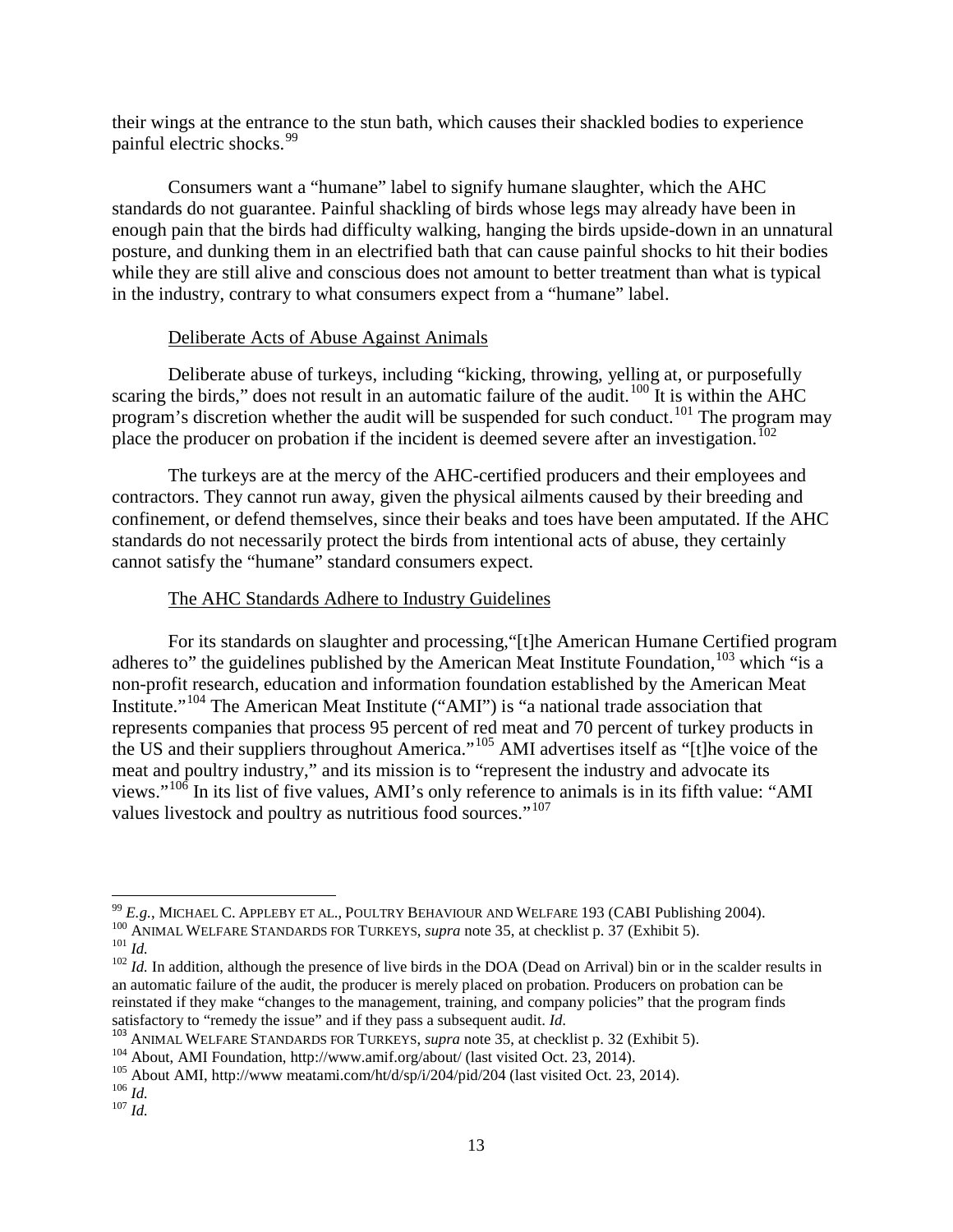their wings at the entrance to the stun bath, which causes their shackled bodies to experience painful electric shocks.[99]

Consumers want a "humane" label to signify humane slaughter, which the AHC standards do not guarantee. Painful shackling of birds whose legs may already have been in enough pain that the birds had difficulty walking, hanging the birds upside-down in an unnatural posture, and dunking them in an electrified bath that can cause painful shocks to hit their bodies while they are still alive and conscious does not amount to better treatment than what is typical in the industry, contrary to what consumers expect from a "humane" label.

<u>Deliberate Acts of Abuse Against Animals</u>

Deliberate abuse of turkeys, including "kicking, throwing, yelling at, or purposefully scaring the birds," does not result in an automatic failure of the audit.[100] It is within the AHC program's discretion whether the audit will be suspended for such conduct.[101] The program may place the producer on probation if the incident is deemed severe after an investigation.[102]

The turkeys are at the mercy of the AHC-certified producers and their employees and contractors. They cannot run away, given the physical ailments caused by their breeding and confinement, or defend themselves, since their beaks and toes have been amputated. If the AHC standards do not necessarily protect the birds from intentional acts of abuse, they certainly cannot satisfy the "humane" standard consumers expect.

<u>The AHC Standards Adhere to Industry Guidelines</u>

For its standards on slaughter and processing,"[t]he American Humane Certified program adheres to" the guidelines published by the American Meat Institute Foundation,[103] which "is a non-profit research, education and information foundation established by the American Meat Institute."[104] The American Meat Institute ("AMI") is "a national trade association that represents companies that process 95 percent of red meat and 70 percent of turkey products in the US and their suppliers throughout America."[105] AMI advertises itself as "[t]he voice of the meat and poultry industry," and its mission is to "represent the industry and advocate its views."[106] In its list of five values, AMI's only reference to animals is in its fifth value: "AMI values livestock and poultry as nutritious food sources."[107]

---

[99] *E.g.*, MICHAEL C. APPLEBY ET AL., POULTRY BEHAVIOUR AND WELFARE 193 (CABI Publishing 2004).

[100] ANIMAL WELFARE STANDARDS FOR TURKEYS, *supra* note 35, at checklist p. 37 (Exhibit 5).

[101] *Id.*

[102] *Id.* In addition, although the presence of live birds in the DOA (Dead on Arrival) bin or in the scalder results in an automatic failure of the audit, the producer is merely placed on probation. Producers on probation can be reinstated if they make "changes to the management, training, and company policies" that the program finds satisfactory to "remedy the issue" and if they pass a subsequent audit. *Id.*

[103] ANIMAL WELFARE STANDARDS FOR TURKEYS, *supra* note 35, at checklist p. 32 (Exhibit 5).

[104] About, AMI Foundation, http://www.amif.org/about/ (last visited Oct. 23, 2014).

[105] About AMI, http://www meatami.com/ht/d/sp/i/204/pid/204 (last visited Oct. 23, 2014).

[106] *Id.*

[107] *Id.*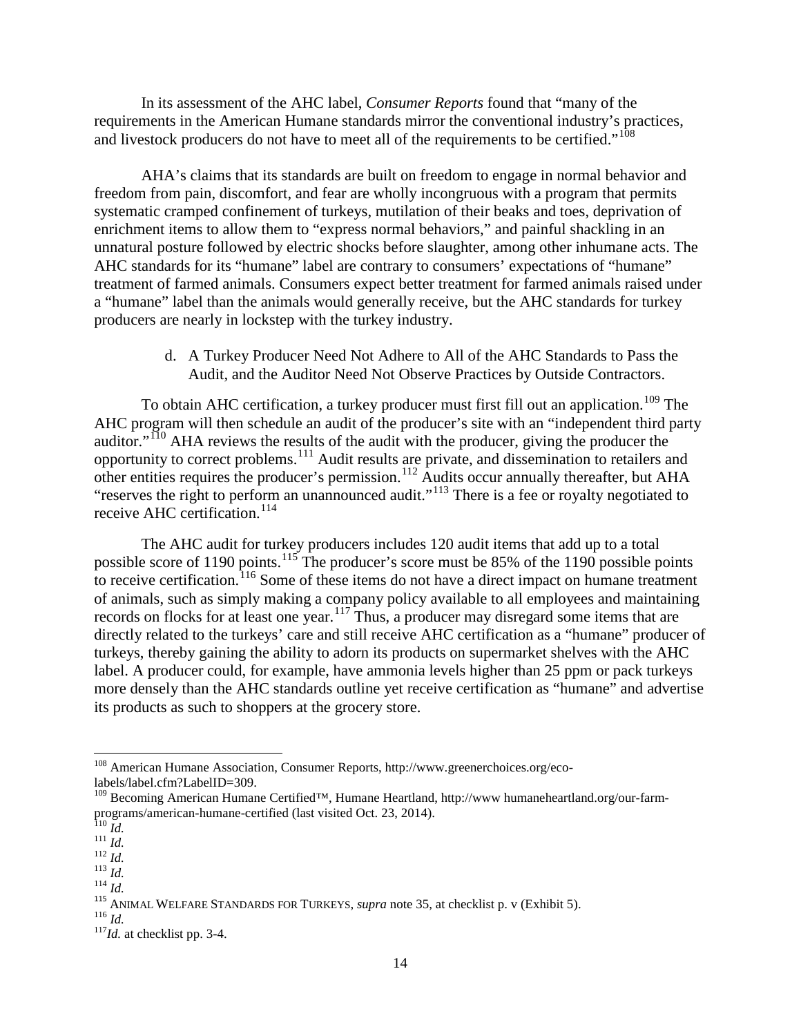In its assessment of the AHC label, *Consumer Reports* found that "many of the requirements in the American Humane standards mirror the conventional industry's practices, and livestock producers do not have to meet all of the requirements to be certified."[108]

AHA's claims that its standards are built on freedom to engage in normal behavior and freedom from pain, discomfort, and fear are wholly incongruous with a program that permits systematic cramped confinement of turkeys, mutilation of their beaks and toes, deprivation of enrichment items to allow them to "express normal behaviors," and painful shackling in an unnatural posture followed by electric shocks before slaughter, among other inhumane acts. The AHC standards for its "humane" label are contrary to consumers' expectations of "humane" treatment of farmed animals. Consumers expect better treatment for farmed animals raised under a "humane" label than the animals would generally receive, but the AHC standards for turkey producers are nearly in lockstep with the turkey industry.

d. A Turkey Producer Need Not Adhere to All of the AHC Standards to Pass the Audit, and the Auditor Need Not Observe Practices by Outside Contractors.

To obtain AHC certification, a turkey producer must first fill out an application.[109] The AHC program will then schedule an audit of the producer's site with an "independent third party auditor."[110] AHA reviews the results of the audit with the producer, giving the producer the opportunity to correct problems.[111] Audit results are private, and dissemination to retailers and other entities requires the producer's permission.[112] Audits occur annually thereafter, but AHA "reserves the right to perform an unannounced audit."[113] There is a fee or royalty negotiated to receive AHC certification.[114]

The AHC audit for turkey producers includes 120 audit items that add up to a total possible score of 1190 points.[115] The producer's score must be 85% of the 1190 possible points to receive certification.[116] Some of these items do not have a direct impact on humane treatment of animals, such as simply making a company policy available to all employees and maintaining records on flocks for at least one year.[117] Thus, a producer may disregard some items that are directly related to the turkeys' care and still receive AHC certification as a "humane" producer of turkeys, thereby gaining the ability to adorn its products on supermarket shelves with the AHC label. A producer could, for example, have ammonia levels higher than 25 ppm or pack turkeys more densely than the AHC standards outline yet receive certification as "humane" and advertise its products as such to shoppers at the grocery store.

---

[108] American Humane Association, Consumer Reports, http://www.greenerchoices.org/eco-labels/label.cfm?LabelID=309.

[109] Becoming American Humane Certified™, Humane Heartland, http://www humaneheartland.org/our-farm-programs/american-humane-certified (last visited Oct. 23, 2014).

[110] *Id.*

[111] *Id.*

[112] *Id.*

[113] *Id.*

[114] *Id.*

[115] ANIMAL WELFARE STANDARDS FOR TURKEYS, *supra* note 35, at checklist p. v (Exhibit 5).

[116] *Id.*

[117] *Id.* at checklist pp. 3-4.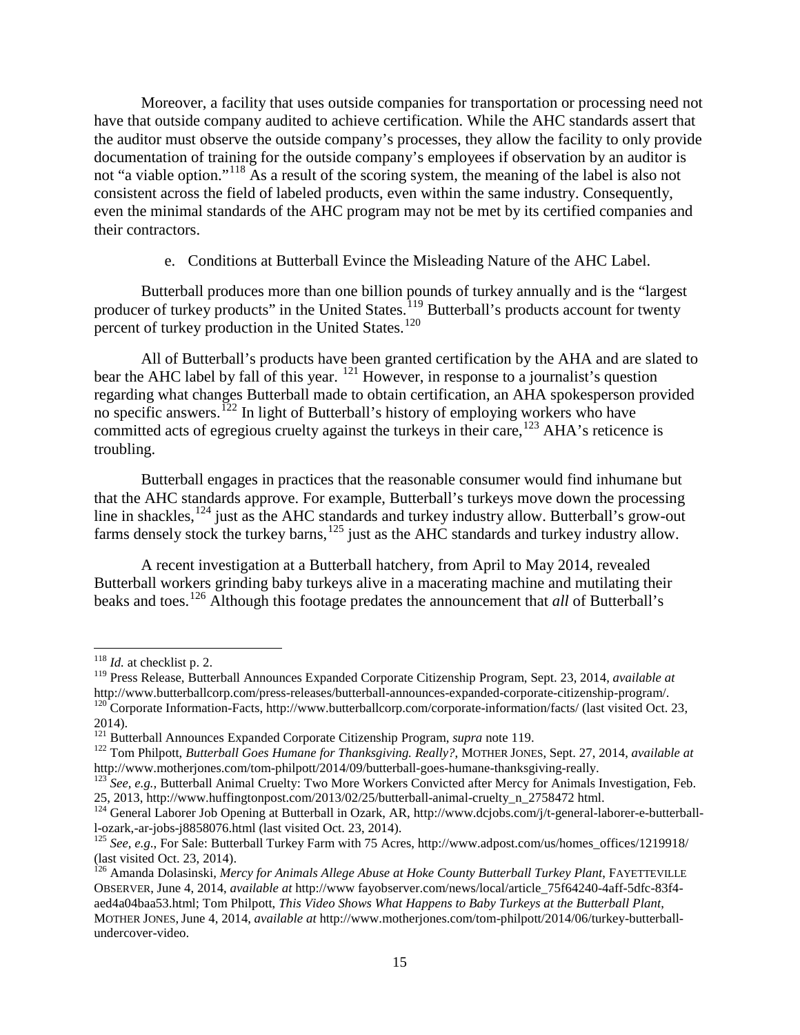Moreover, a facility that uses outside companies for transportation or processing need not have that outside company audited to achieve certification. While the AHC standards assert that the auditor must observe the outside company's processes, they allow the facility to only provide documentation of training for the outside company's employees if observation by an auditor is not "a viable option."[118] As a result of the scoring system, the meaning of the label is also not consistent across the field of labeled products, even within the same industry. Consequently, even the minimal standards of the AHC program may not be met by its certified companies and their contractors.

e. Conditions at Butterball Evince the Misleading Nature of the AHC Label.

Butterball produces more than one billion pounds of turkey annually and is the "largest producer of turkey products" in the United States.[119] Butterball's products account for twenty percent of turkey production in the United States.[120]

All of Butterball's products have been granted certification by the AHA and are slated to bear the AHC label by fall of this year. [121] However, in response to a journalist's question regarding what changes Butterball made to obtain certification, an AHA spokesperson provided no specific answers.[122] In light of Butterball's history of employing workers who have committed acts of egregious cruelty against the turkeys in their care,[123] AHA's reticence is troubling.

Butterball engages in practices that the reasonable consumer would find inhumane but that the AHC standards approve. For example, Butterball's turkeys move down the processing line in shackles,[124] just as the AHC standards and turkey industry allow. Butterball's grow-out farms densely stock the turkey barns,[125] just as the AHC standards and turkey industry allow.

A recent investigation at a Butterball hatchery, from April to May 2014, revealed Butterball workers grinding baby turkeys alive in a macerating machine and mutilating their beaks and toes.[126] Although this footage predates the announcement that *all* of Butterball's

---

[118] *Id.* at checklist p. 2.

[119] Press Release, Butterball Announces Expanded Corporate Citizenship Program, Sept. 23, 2014, *available at* http://www.butterballcorp.com/press-releases/butterball-announces-expanded-corporate-citizenship-program/.

[120] Corporate Information-Facts, http://www.butterballcorp.com/corporate-information/facts/ (last visited Oct. 23, 2014).

[121] Butterball Announces Expanded Corporate Citizenship Program, *supra* note 119.

[122] Tom Philpott, *Butterball Goes Humane for Thanksgiving. Really?*, MOTHER JONES, Sept. 27, 2014, *available at* http://www.motherjones.com/tom-philpott/2014/09/butterball-goes-humane-thanksgiving-really.

[123] *See, e.g.*, Butterball Animal Cruelty: Two More Workers Convicted after Mercy for Animals Investigation, Feb. 25, 2013, http://www.huffingtonpost.com/2013/02/25/butterball-animal-cruelty_n_2758472 html.

[124] General Laborer Job Opening at Butterball in Ozark, AR, http://www.dcjobs.com/j/t-general-laborer-e-butterball-l-ozark,-ar-jobs-j8858076.html (last visited Oct. 23, 2014).

[125] *See, e.g.*, For Sale: Butterball Turkey Farm with 75 Acres, http://www.adpost.com/us/homes_offices/1219918/ (last visited Oct. 23, 2014).

[126] Amanda Dolasinski, *Mercy for Animals Allege Abuse at Hoke County Butterball Turkey Plant*, FAYETTEVILLE OBSERVER, June 4, 2014, *available at* http://www fayobserver.com/news/local/article_75f64240-4aff-5dfc-83f4-aed4a04baa53.html; Tom Philpott, *This Video Shows What Happens to Baby Turkeys at the Butterball Plant*, MOTHER JONES, June 4, 2014, *available at* http://www.motherjones.com/tom-philpott/2014/06/turkey-butterball-undercover-video.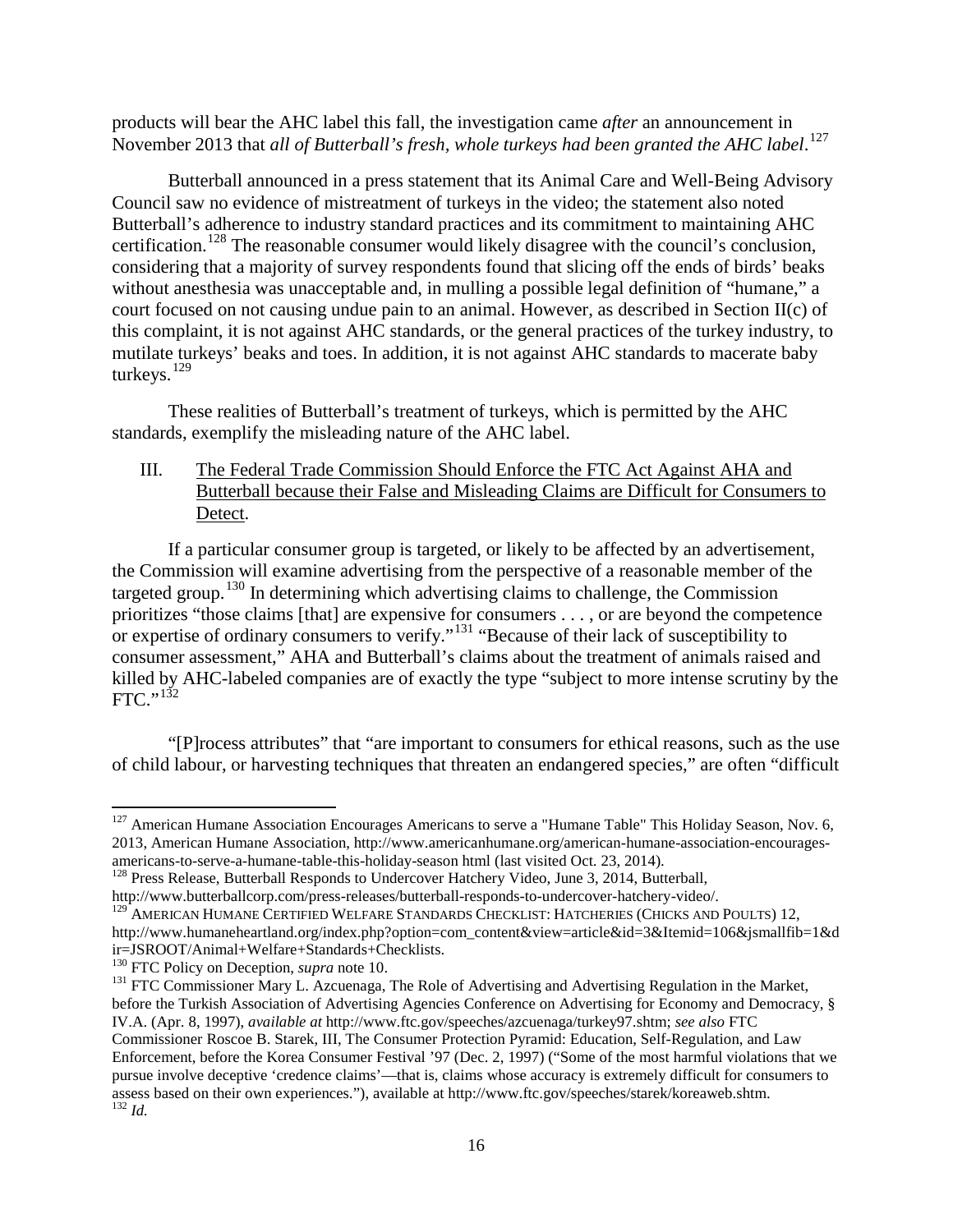products will bear the AHC label this fall, the investigation came *after* an announcement in November 2013 that *all of Butterball's fresh, whole turkeys had been granted the AHC label*.[127]

Butterball announced in a press statement that its Animal Care and Well-Being Advisory Council saw no evidence of mistreatment of turkeys in the video; the statement also noted Butterball's adherence to industry standard practices and its commitment to maintaining AHC certification.[128] The reasonable consumer would likely disagree with the council's conclusion, considering that a majority of survey respondents found that slicing off the ends of birds' beaks without anesthesia was unacceptable and, in mulling a possible legal definition of "humane," a court focused on not causing undue pain to an animal. However, as described in Section II(c) of this complaint, it is not against AHC standards, or the general practices of the turkey industry, to mutilate turkeys' beaks and toes. In addition, it is not against AHC standards to macerate baby turkeys.[129]

These realities of Butterball's treatment of turkeys, which is permitted by the AHC standards, exemplify the misleading nature of the AHC label.

## III. <u>The Federal Trade Commission Should Enforce the FTC Act Against AHA and Butterball because their False and Misleading Claims are Difficult for Consumers to Detect</u>.

If a particular consumer group is targeted, or likely to be affected by an advertisement, the Commission will examine advertising from the perspective of a reasonable member of the targeted group.[130] In determining which advertising claims to challenge, the Commission prioritizes "those claims [that] are expensive for consumers . . . , or are beyond the competence or expertise of ordinary consumers to verify."[131] "Because of their lack of susceptibility to consumer assessment," AHA and Butterball's claims about the treatment of animals raised and killed by AHC-labeled companies are of exactly the type "subject to more intense scrutiny by the FTC."[132]

"[P]rocess attributes" that "are important to consumers for ethical reasons, such as the use of child labour, or harvesting techniques that threaten an endangered species," are often "difficult

---

[127] American Humane Association Encourages Americans to serve a "Humane Table" This Holiday Season, Nov. 6, 2013, American Humane Association, http://www.americanhumane.org/american-humane-association-encourages-americans-to-serve-a-humane-table-this-holiday-season html (last visited Oct. 23, 2014).

[128] Press Release, Butterball Responds to Undercover Hatchery Video, June 3, 2014, Butterball, http://www.butterballcorp.com/press-releases/butterball-responds-to-undercover-hatchery-video/.

[129] AMERICAN HUMANE CERTIFIED WELFARE STANDARDS CHECKLIST: HATCHERIES (CHICKS AND POULTS) 12, http://www.humaneheartland.org/index.php?option=com_content&view=article&id=3&Itemid=106&jsmallfib=1&dir=JSROOT/Animal+Welfare+Standards+Checklists.

[130] FTC Policy on Deception, *supra* note 10.

[131] FTC Commissioner Mary L. Azcuenaga, The Role of Advertising and Advertising Regulation in the Market, before the Turkish Association of Advertising Agencies Conference on Advertising for Economy and Democracy, § IV.A. (Apr. 8, 1997), *available at* http://www.ftc.gov/speeches/azcuenaga/turkey97.shtm; *see also* FTC Commissioner Roscoe B. Starek, III, The Consumer Protection Pyramid: Education, Self-Regulation, and Law Enforcement, before the Korea Consumer Festival '97 (Dec. 2, 1997) ("Some of the most harmful violations that we pursue involve deceptive 'credence claims'—that is, claims whose accuracy is extremely difficult for consumers to assess based on their own experiences."), available at http://www.ftc.gov/speeches/starek/koreaweb.shtm.

[132] *Id.*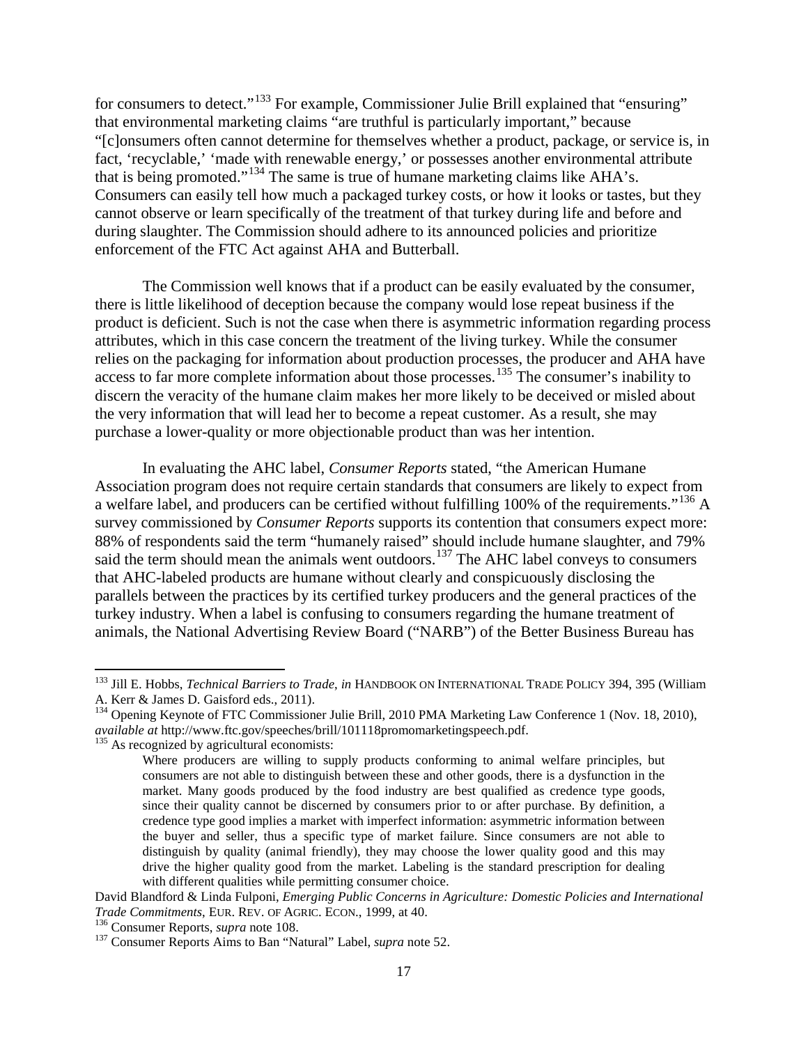for consumers to detect."[133] For example, Commissioner Julie Brill explained that "ensuring" that environmental marketing claims "are truthful is particularly important," because "[c]onsumers often cannot determine for themselves whether a product, package, or service is, in fact, 'recyclable,' 'made with renewable energy,' or possesses another environmental attribute that is being promoted."[134] The same is true of humane marketing claims like AHA's. Consumers can easily tell how much a packaged turkey costs, or how it looks or tastes, but they cannot observe or learn specifically of the treatment of that turkey during life and before and during slaughter. The Commission should adhere to its announced policies and prioritize enforcement of the FTC Act against AHA and Butterball.

The Commission well knows that if a product can be easily evaluated by the consumer, there is little likelihood of deception because the company would lose repeat business if the product is deficient. Such is not the case when there is asymmetric information regarding process attributes, which in this case concern the treatment of the living turkey. While the consumer relies on the packaging for information about production processes, the producer and AHA have access to far more complete information about those processes.[135] The consumer's inability to discern the veracity of the humane claim makes her more likely to be deceived or misled about the very information that will lead her to become a repeat customer. As a result, she may purchase a lower-quality or more objectionable product than was her intention.

In evaluating the AHC label, *Consumer Reports* stated, "the American Humane Association program does not require certain standards that consumers are likely to expect from a welfare label, and producers can be certified without fulfilling 100% of the requirements."[136] A survey commissioned by *Consumer Reports* supports its contention that consumers expect more: 88% of respondents said the term "humanely raised" should include humane slaughter, and 79% said the term should mean the animals went outdoors.[137] The AHC label conveys to consumers that AHC-labeled products are humane without clearly and conspicuously disclosing the parallels between the practices by its certified turkey producers and the general practices of the turkey industry. When a label is confusing to consumers regarding the humane treatment of animals, the National Advertising Review Board ("NARB") of the Better Business Bureau has

---

[133] Jill E. Hobbs, *Technical Barriers to Trade*, *in* HANDBOOK ON INTERNATIONAL TRADE POLICY 394, 395 (William A. Kerr & James D. Gaisford eds., 2011).

[134] Opening Keynote of FTC Commissioner Julie Brill, 2010 PMA Marketing Law Conference 1 (Nov. 18, 2010), *available at* http://www.ftc.gov/speeches/brill/101118promomarketingspeech.pdf.

[135] As recognized by agricultural economists:

> Where producers are willing to supply products conforming to animal welfare principles, but consumers are not able to distinguish between these and other goods, there is a dysfunction in the market. Many goods produced by the food industry are best qualified as credence type goods, since their quality cannot be discerned by consumers prior to or after purchase. By definition, a credence type good implies a market with imperfect information: asymmetric information between the buyer and seller, thus a specific type of market failure. Since consumers are not able to distinguish by quality (animal friendly), they may choose the lower quality good and this may drive the higher quality good from the market. Labeling is the standard prescription for dealing with different qualities while permitting consumer choice.

David Blandford & Linda Fulponi, *Emerging Public Concerns in Agriculture: Domestic Policies and International Trade Commitments*, EUR. REV. OF AGRIC. ECON., 1999, at 40.

[136] Consumer Reports, *supra* note 108.

[137] Consumer Reports Aims to Ban "Natural" Label, *supra* note 52.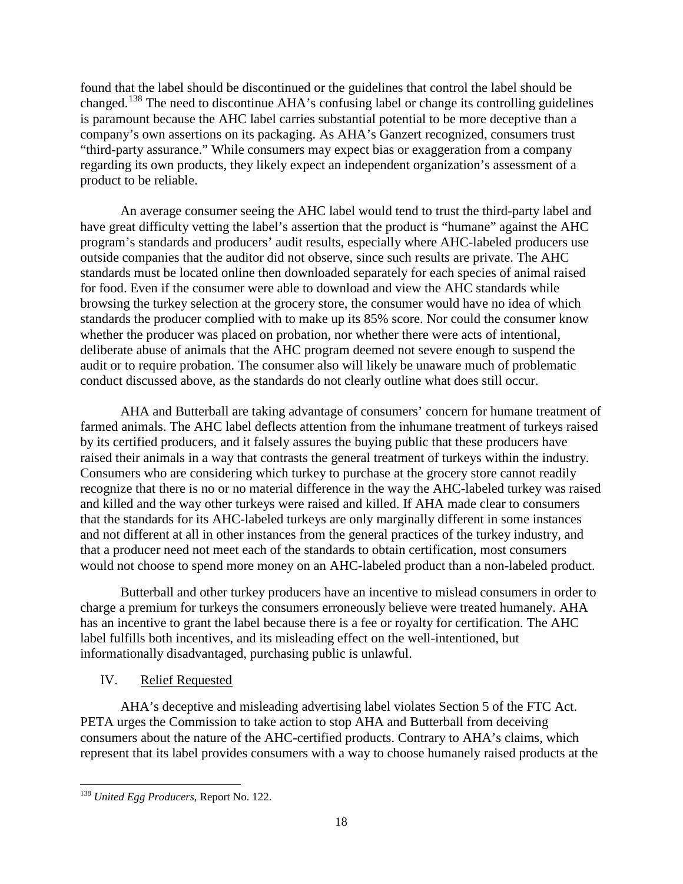found that the label should be discontinued or the guidelines that control the label should be changed.[138] The need to discontinue AHA's confusing label or change its controlling guidelines is paramount because the AHC label carries substantial potential to be more deceptive than a company's own assertions on its packaging. As AHA's Ganzert recognized, consumers trust "third-party assurance." While consumers may expect bias or exaggeration from a company regarding its own products, they likely expect an independent organization's assessment of a product to be reliable.

An average consumer seeing the AHC label would tend to trust the third-party label and have great difficulty vetting the label's assertion that the product is "humane" against the AHC program's standards and producers' audit results, especially where AHC-labeled producers use outside companies that the auditor did not observe, since such results are private. The AHC standards must be located online then downloaded separately for each species of animal raised for food. Even if the consumer were able to download and view the AHC standards while browsing the turkey selection at the grocery store, the consumer would have no idea of which standards the producer complied with to make up its 85% score. Nor could the consumer know whether the producer was placed on probation, nor whether there were acts of intentional, deliberate abuse of animals that the AHC program deemed not severe enough to suspend the audit or to require probation. The consumer also will likely be unaware much of problematic conduct discussed above, as the standards do not clearly outline what does still occur.

AHA and Butterball are taking advantage of consumers' concern for humane treatment of farmed animals. The AHC label deflects attention from the inhumane treatment of turkeys raised by its certified producers, and it falsely assures the buying public that these producers have raised their animals in a way that contrasts the general treatment of turkeys within the industry. Consumers who are considering which turkey to purchase at the grocery store cannot readily recognize that there is no or no material difference in the way the AHC-labeled turkey was raised and killed and the way other turkeys were raised and killed. If AHA made clear to consumers that the standards for its AHC-labeled turkeys are only marginally different in some instances and not different at all in other instances from the general practices of the turkey industry, and that a producer need not meet each of the standards to obtain certification, most consumers would not choose to spend more money on an AHC-labeled product than a non-labeled product.

Butterball and other turkey producers have an incentive to mislead consumers in order to charge a premium for turkeys the consumers erroneously believe were treated humanely. AHA has an incentive to grant the label because there is a fee or royalty for certification. The AHC label fulfills both incentives, and its misleading effect on the well-intentioned, but informationally disadvantaged, purchasing public is unlawful.

## IV. Relief Requested

AHA's deceptive and misleading advertising label violates Section 5 of the FTC Act. PETA urges the Commission to take action to stop AHA and Butterball from deceiving consumers about the nature of the AHC-certified products. Contrary to AHA's claims, which represent that its label provides consumers with a way to choose humanely raised products at the

---

[138] *United Egg Producers*, Report No. 122.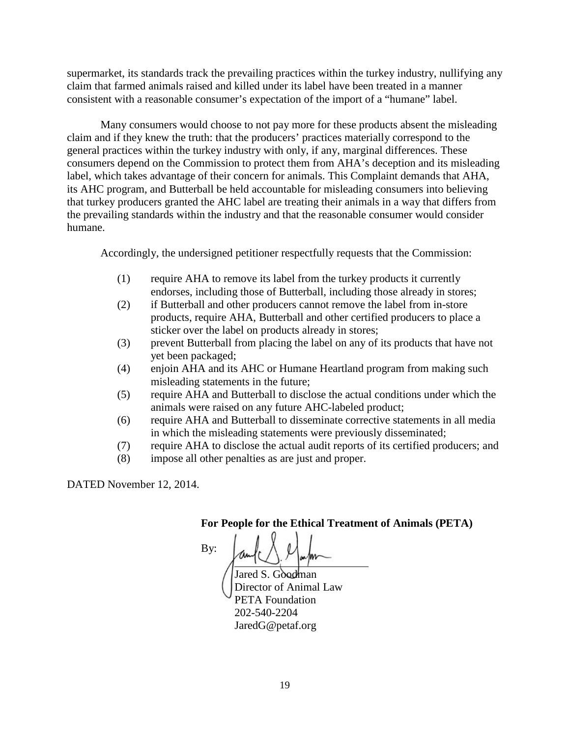supermarket, its standards track the prevailing practices within the turkey industry, nullifying any claim that farmed animals raised and killed under its label have been treated in a manner consistent with a reasonable consumer's expectation of the import of a "humane" label.

Many consumers would choose to not pay more for these products absent the misleading claim and if they knew the truth: that the producers' practices materially correspond to the general practices within the turkey industry with only, if any, marginal differences. These consumers depend on the Commission to protect them from AHA's deception and its misleading label, which takes advantage of their concern for animals. This Complaint demands that AHA, its AHC program, and Butterball be held accountable for misleading consumers into believing that turkey producers granted the AHC label are treating their animals in a way that differs from the prevailing standards within the industry and that the reasonable consumer would consider humane.

Accordingly, the undersigned petitioner respectfully requests that the Commission:

(1) require AHA to remove its label from the turkey products it currently endorses, including those of Butterball, including those already in stores;
(2) if Butterball and other producers cannot remove the label from in-store products, require AHA, Butterball and other certified producers to place a sticker over the label on products already in stores;
(3) prevent Butterball from placing the label on any of its products that have not yet been packaged;
(4) enjoin AHA and its AHC or Humane Heartland program from making such misleading statements in the future;
(5) require AHA and Butterball to disclose the actual conditions under which the animals were raised on any future AHC-labeled product;
(6) require AHA and Butterball to disseminate corrective statements in all media in which the misleading statements were previously disseminated;
(7) require AHA to disclose the actual audit reports of its certified producers; and
(8) impose all other penalties as are just and proper.

DATED November 12, 2014.

**For People for the Ethical Treatment of Animals (PETA)**

By: ______________________

Jared S. Goodman
Director of Animal Law
PETA Foundation
202-540-2204
JaredG@petaf.org